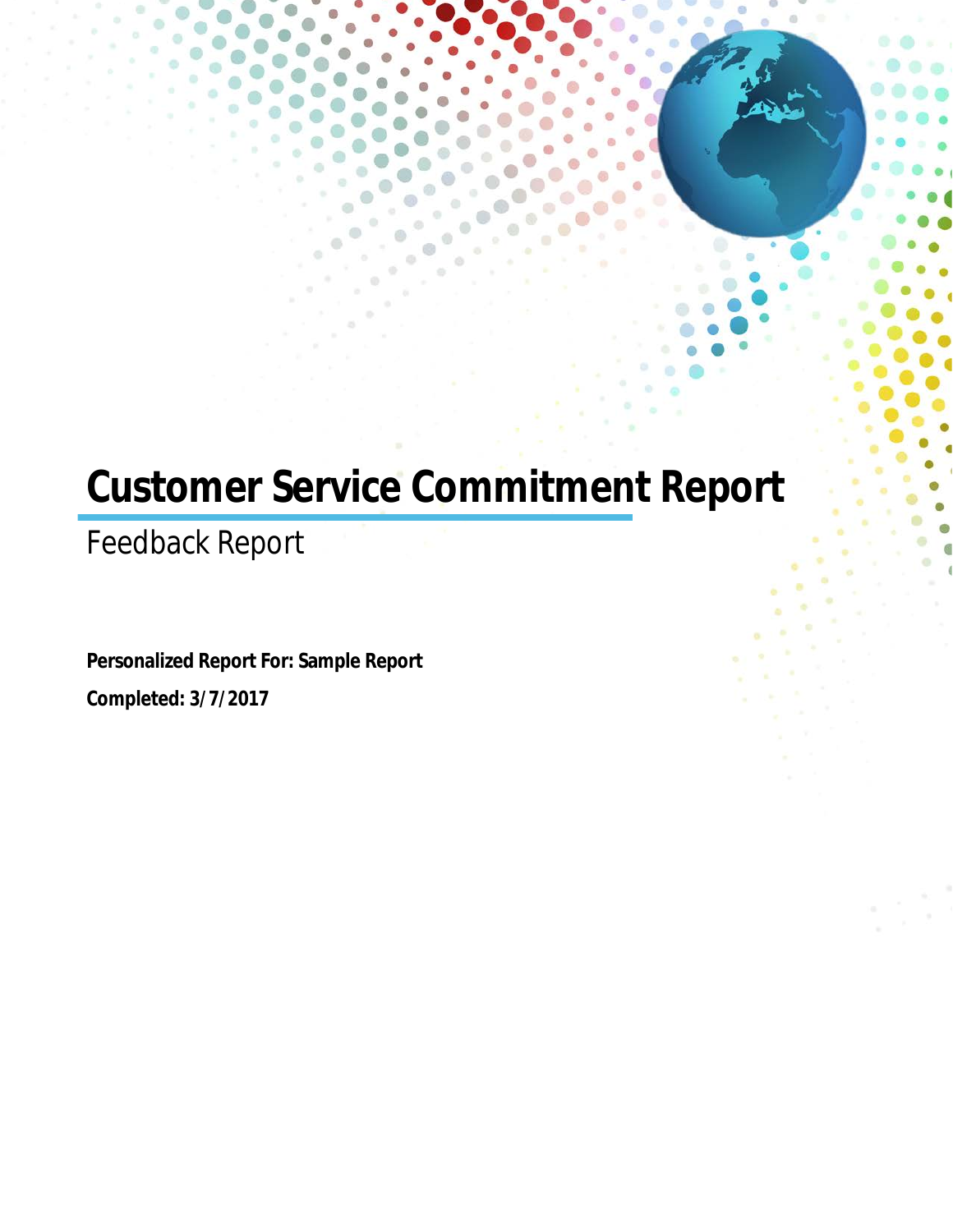# Customer Service Commitment Report

Feedback Report

**Personalized Report For: Sample Report**

**Completed: 3/7/2017**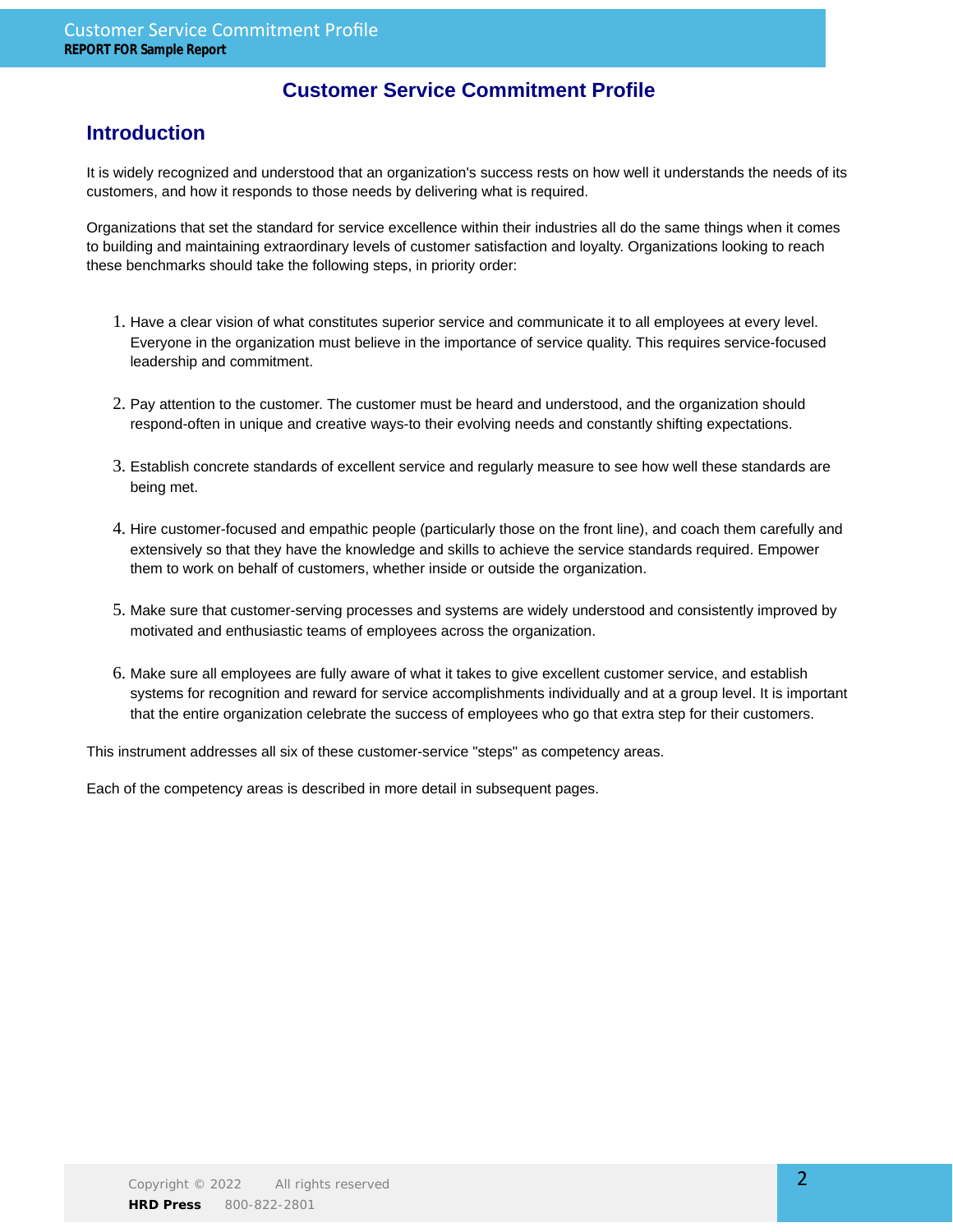# Customer Service Commitment Profile

## Introduction

It is widely recognized and understood that an organization's success rests on how well it understands the needs of its customers, and how it responds to those needs by delivering what is required.

Organizations that set the standard for service excellence within their industries all do the same things when it comes to building and maintaining extraordinary levels of customer satisfaction and loyalty. Organizations looking to reach these benchmarks should take the following steps, in priority order:

1. Have a clear vision of what constitutes superior service and communicate it to all employees at every level. Everyone in the organization must believe in the importance of service quality. This requires service-focused leadership and commitment.

2. Pay attention to the customer. The customer must be heard and understood, and the organization should respond-often in unique and creative ways-to their evolving needs and constantly shifting expectations.

3. Establish concrete standards of excellent service and regularly measure to see how well these standards are being met.

4. Hire customer-focused and empathic people (particularly those on the front line), and coach them carefully and extensively so that they have the knowledge and skills to achieve the service standards required. Empower them to work on behalf of customers, whether inside or outside the organization.

5. Make sure that customer-serving processes and systems are widely understood and consistently improved by motivated and enthusiastic teams of employees across the organization.

6. Make sure all employees are fully aware of what it takes to give excellent customer service, and establish systems for recognition and reward for service accomplishments individually and at a group level. It is important that the entire organization celebrate the success of employees who go that extra step for their customers.

This instrument addresses all six of these customer-service "steps" as competency areas.

Each of the competency areas is described in more detail in subsequent pages.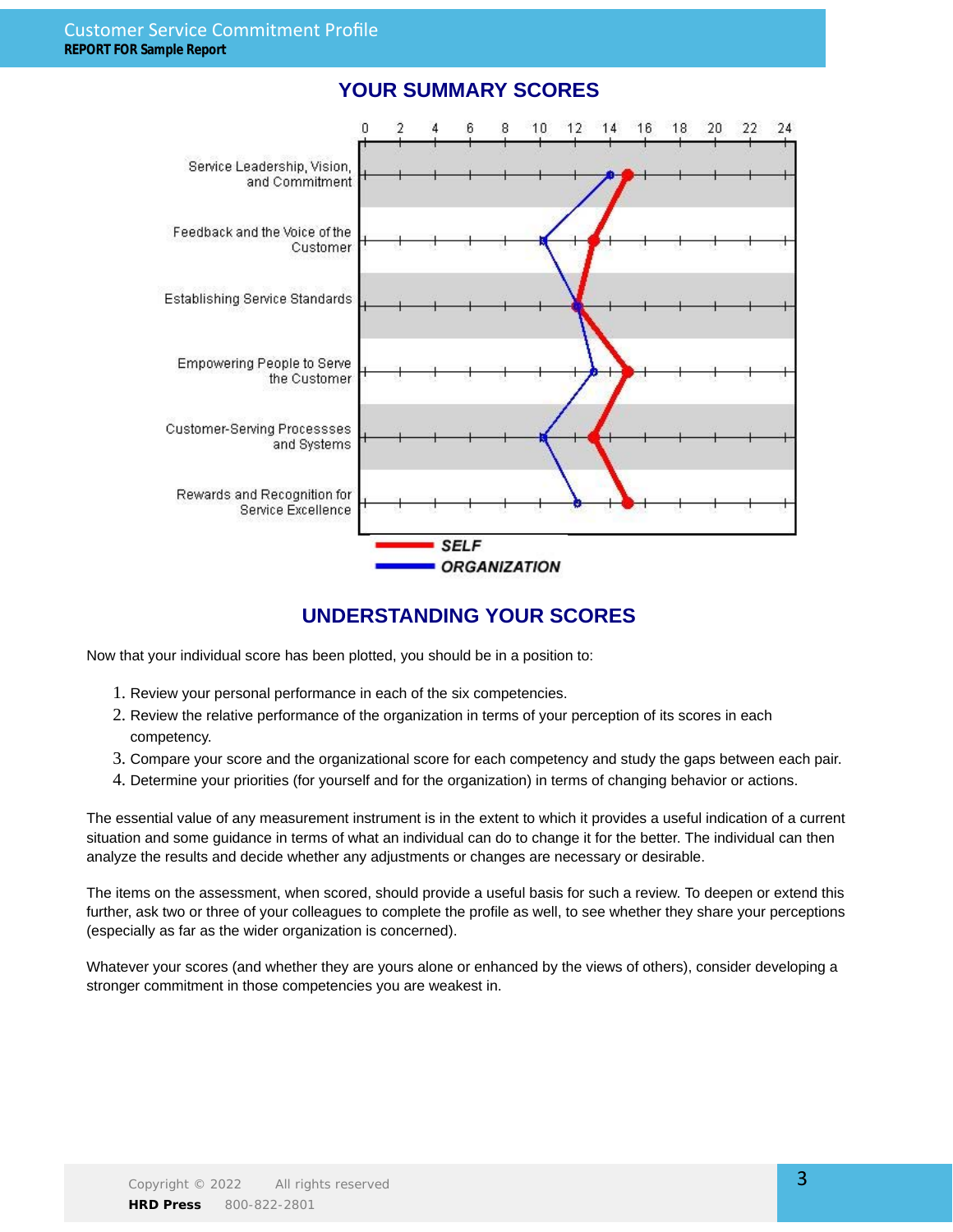## YOUR SUMMARY SCORES

| Competency | Self | Organization |
|---|---|---|
| Service Leadership, Vision, and Commitment | 15 | 14 |
| Feedback and the Voice of the Customer | 13 | 10 |
| Establishing Service Standards | 12 | 12 |
| Empowering People to Serve the Customer | 15 | 13 |
| Customer-Serving Processses and Systems | 13 | 10 |
| Rewards and Recognition for Service Excellence | 15 | 12 |

SELF — ORGANIZATION

## UNDERSTANDING YOUR SCORES

Now that your individual score has been plotted, you should be in a position to:

1. Review your personal performance in each of the six competencies.
2. Review the relative performance of the organization in terms of your perception of its scores in each competency.
3. Compare your score and the organizational score for each competency and study the gaps between each pair.
4. Determine your priorities (for yourself and for the organization) in terms of changing behavior or actions.

The essential value of any measurement instrument is in the extent to which it provides a useful indication of a current situation and some guidance in terms of what an individual can do to change it for the better. The individual can then analyze the results and decide whether any adjustments or changes are necessary or desirable.

The items on the assessment, when scored, should provide a useful basis for such a review. To deepen or extend this further, ask two or three of your colleagues to complete the profile as well, to see whether they share your perceptions (especially as far as the wider organization is concerned).

Whatever your scores (and whether they are yours alone or enhanced by the views of others), consider developing a stronger commitment in those competencies you are weakest in.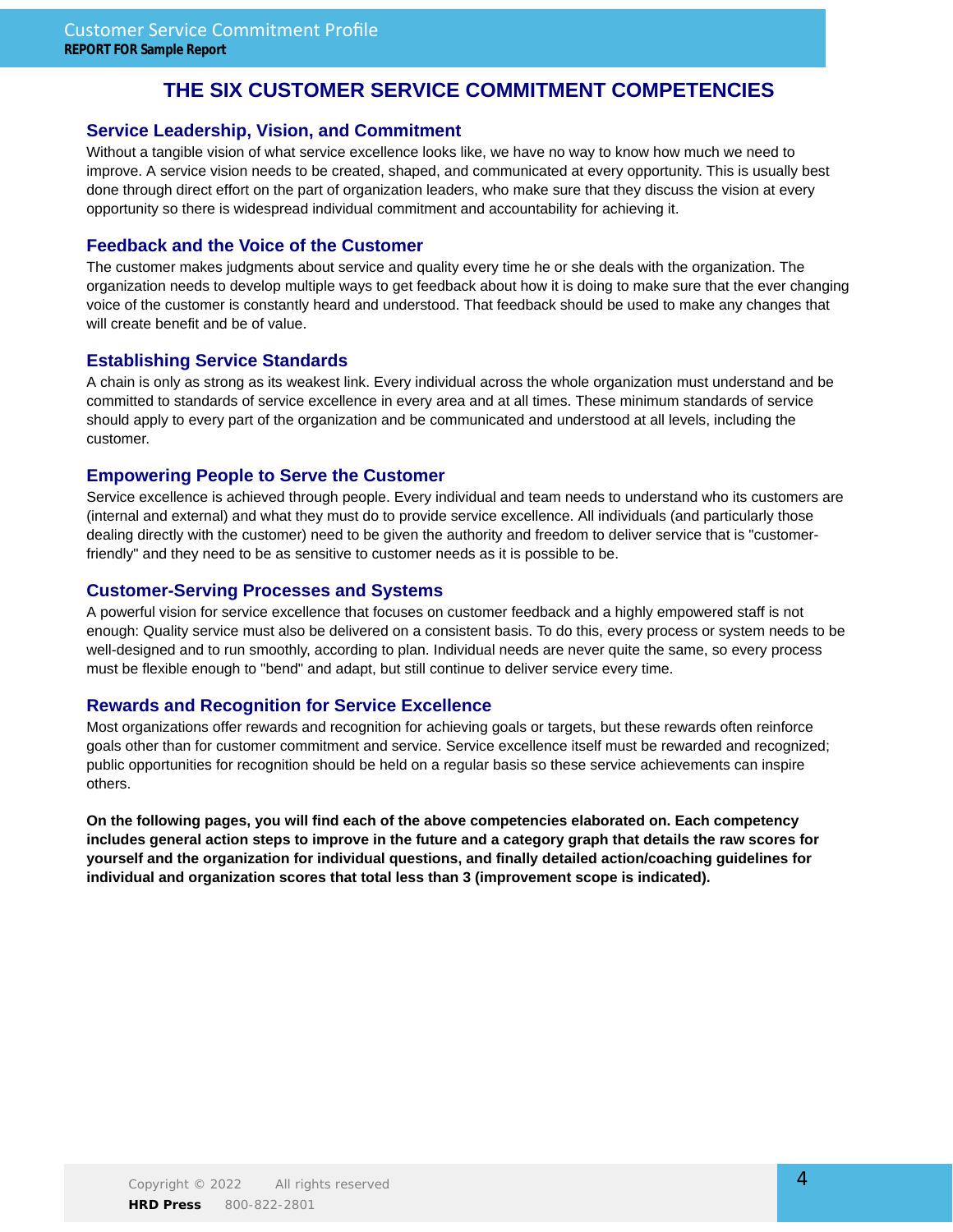# THE SIX CUSTOMER SERVICE COMMITMENT COMPETENCIES

## Service Leadership, Vision, and Commitment

Without a tangible vision of what service excellence looks like, we have no way to know how much we need to improve. A service vision needs to be created, shaped, and communicated at every opportunity. This is usually best done through direct effort on the part of organization leaders, who make sure that they discuss the vision at every opportunity so there is widespread individual commitment and accountability for achieving it.

## Feedback and the Voice of the Customer

The customer makes judgments about service and quality every time he or she deals with the organization. The organization needs to develop multiple ways to get feedback about how it is doing to make sure that the ever changing voice of the customer is constantly heard and understood. That feedback should be used to make any changes that will create benefit and be of value.

## Establishing Service Standards

A chain is only as strong as its weakest link. Every individual across the whole organization must understand and be committed to standards of service excellence in every area and at all times. These minimum standards of service should apply to every part of the organization and be communicated and understood at all levels, including the customer.

## Empowering People to Serve the Customer

Service excellence is achieved through people. Every individual and team needs to understand who its customers are (internal and external) and what they must do to provide service excellence. All individuals (and particularly those dealing directly with the customer) need to be given the authority and freedom to deliver service that is "customer-friendly" and they need to be as sensitive to customer needs as it is possible to be.

## Customer-Serving Processes and Systems

A powerful vision for service excellence that focuses on customer feedback and a highly empowered staff is not enough: Quality service must also be delivered on a consistent basis. To do this, every process or system needs to be well-designed and to run smoothly, according to plan. Individual needs are never quite the same, so every process must be flexible enough to "bend" and adapt, but still continue to deliver service every time.

## Rewards and Recognition for Service Excellence

Most organizations offer rewards and recognition for achieving goals or targets, but these rewards often reinforce goals other than for customer commitment and service. Service excellence itself must be rewarded and recognized; public opportunities for recognition should be held on a regular basis so these service achievements can inspire others.

**On the following pages, you will find each of the above competencies elaborated on. Each competency includes general action steps to improve in the future and a category graph that details the raw scores for yourself and the organization for individual questions, and finally detailed action/coaching guidelines for individual and organization scores that total less than 3 (improvement scope is indicated).**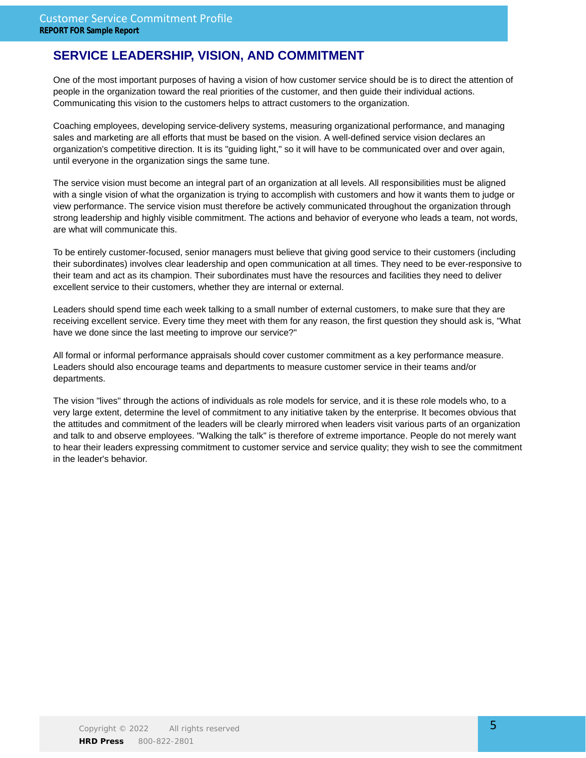## SERVICE LEADERSHIP, VISION, AND COMMITMENT

One of the most important purposes of having a vision of how customer service should be is to direct the attention of people in the organization toward the real priorities of the customer, and then guide their individual actions. Communicating this vision to the customers helps to attract customers to the organization.

Coaching employees, developing service-delivery systems, measuring organizational performance, and managing sales and marketing are all efforts that must be based on the vision. A well-defined service vision declares an organization's competitive direction. It is its "guiding light," so it will have to be communicated over and over again, until everyone in the organization sings the same tune.

The service vision must become an integral part of an organization at all levels. All responsibilities must be aligned with a single vision of what the organization is trying to accomplish with customers and how it wants them to judge or view performance. The service vision must therefore be actively communicated throughout the organization through strong leadership and highly visible commitment. The actions and behavior of everyone who leads a team, not words, are what will communicate this.

To be entirely customer-focused, senior managers must believe that giving good service to their customers (including their subordinates) involves clear leadership and open communication at all times. They need to be ever-responsive to their team and act as its champion. Their subordinates must have the resources and facilities they need to deliver excellent service to their customers, whether they are internal or external.

Leaders should spend time each week talking to a small number of external customers, to make sure that they are receiving excellent service. Every time they meet with them for any reason, the first question they should ask is, "What have we done since the last meeting to improve our service?"

All formal or informal performance appraisals should cover customer commitment as a key performance measure. Leaders should also encourage teams and departments to measure customer service in their teams and/or departments.

The vision "lives" through the actions of individuals as role models for service, and it is these role models who, to a very large extent, determine the level of commitment to any initiative taken by the enterprise. It becomes obvious that the attitudes and commitment of the leaders will be clearly mirrored when leaders visit various parts of an organization and talk to and observe employees. "Walking the talk" is therefore of extreme importance. People do not merely want to hear their leaders expressing commitment to customer service and service quality; they wish to see the commitment in the leader's behavior.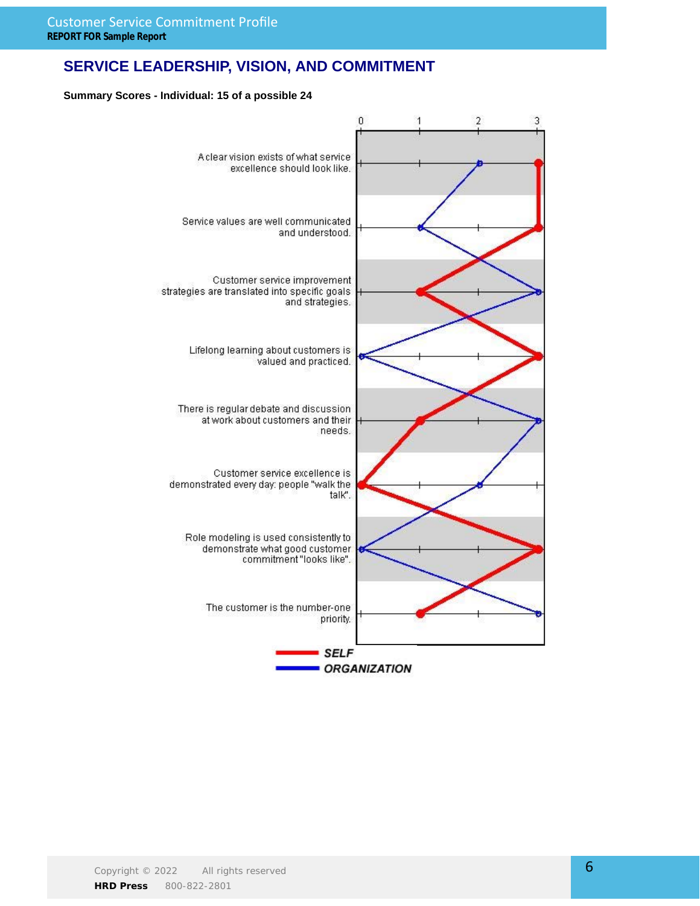## SERVICE LEADERSHIP, VISION, AND COMMITMENT

**Summary Scores - Individual: 15 of a possible 24**

| Statement | SELF | ORGANIZATION |
|---|---|---|
| A clear vision exists of what service excellence should look like. | 3 | 2 |
| Service values are well communicated and understood. | 3 | 1 |
| Customer service improvement strategies are translated into specific goals and strategies. | 1 | 3 |
| Lifelong learning about customers is valued and practiced. | 3 | 0 |
| There is regular debate and discussion at work about customers and their needs. | 1 | 3 |
| Customer service excellence is demonstrated every day: people "walk the talk". | 0 | 2 |
| Role modeling is used consistently to demonstrate what good customer commitment "looks like". | 3 | 0 |
| The customer is the number-one priority. | 1 | 3 |

Scale: 0 – 3

**SELF**
**ORGANIZATION**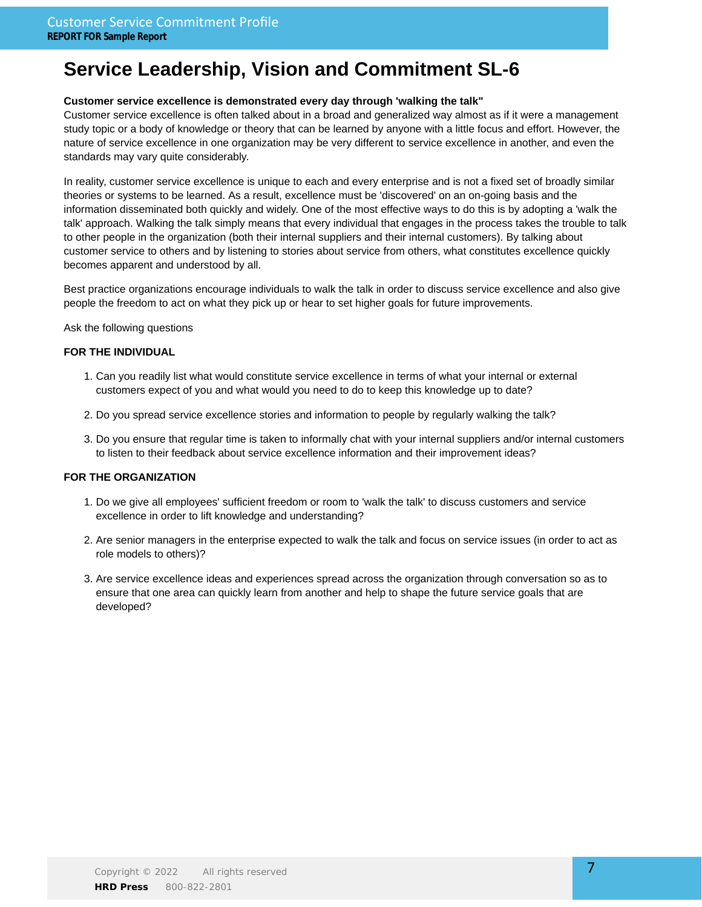# Service Leadership, Vision and Commitment SL-6

**Customer service excellence is demonstrated every day through 'walking the talk"**

Customer service excellence is often talked about in a broad and generalized way almost as if it were a management study topic or a body of knowledge or theory that can be learned by anyone with a little focus and effort. However, the nature of service excellence in one organization may be very different to service excellence in another, and even the standards may vary quite considerably.

In reality, customer service excellence is unique to each and every enterprise and is not a fixed set of broadly similar theories or systems to be learned. As a result, excellence must be 'discovered' on an on-going basis and the information disseminated both quickly and widely. One of the most effective ways to do this is by adopting a 'walk the talk' approach. Walking the talk simply means that every individual that engages in the process takes the trouble to talk to other people in the organization (both their internal suppliers and their internal customers). By talking about customer service to others and by listening to stories about service from others, what constitutes excellence quickly becomes apparent and understood by all.

Best practice organizations encourage individuals to walk the talk in order to discuss service excellence and also give people the freedom to act on what they pick up or hear to set higher goals for future improvements.

Ask the following questions

**FOR THE INDIVIDUAL**

1. Can you readily list what would constitute service excellence in terms of what your internal or external customers expect of you and what would you need to do to keep this knowledge up to date?
2. Do you spread service excellence stories and information to people by regularly walking the talk?
3. Do you ensure that regular time is taken to informally chat with your internal suppliers and/or internal customers to listen to their feedback about service excellence information and their improvement ideas?

**FOR THE ORGANIZATION**

1. Do we give all employees' sufficient freedom or room to 'walk the talk' to discuss customers and service excellence in order to lift knowledge and understanding?
2. Are senior managers in the enterprise expected to walk the talk and focus on service issues (in order to act as role models to others)?
3. Are service excellence ideas and experiences spread across the organization through conversation so as to ensure that one area can quickly learn from another and help to shape the future service goals that are developed?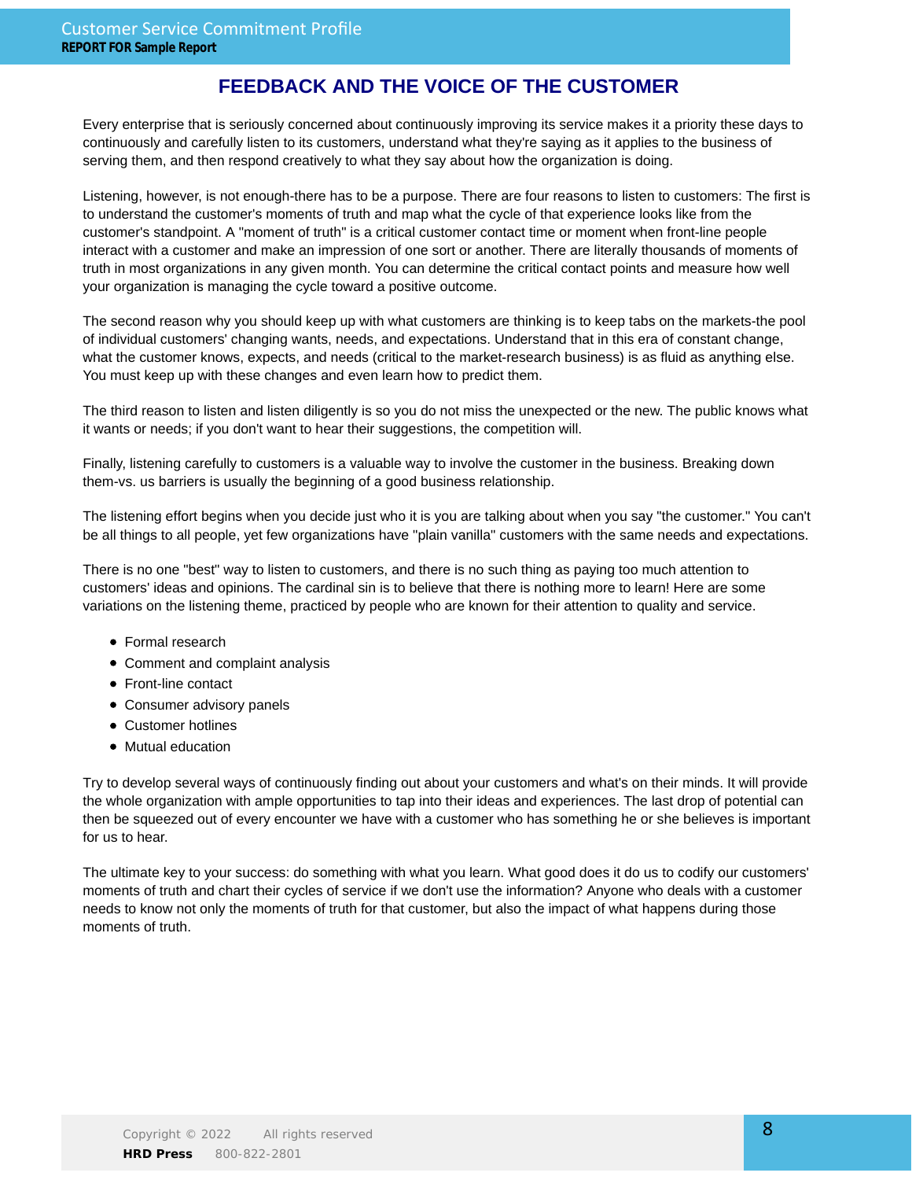# FEEDBACK AND THE VOICE OF THE CUSTOMER

Every enterprise that is seriously concerned about continuously improving its service makes it a priority these days to continuously and carefully listen to its customers, understand what they're saying as it applies to the business of serving them, and then respond creatively to what they say about how the organization is doing.

Listening, however, is not enough-there has to be a purpose. There are four reasons to listen to customers: The first is to understand the customer's moments of truth and map what the cycle of that experience looks like from the customer's standpoint. A "moment of truth" is a critical customer contact time or moment when front-line people interact with a customer and make an impression of one sort or another. There are literally thousands of moments of truth in most organizations in any given month. You can determine the critical contact points and measure how well your organization is managing the cycle toward a positive outcome.

The second reason why you should keep up with what customers are thinking is to keep tabs on the markets-the pool of individual customers' changing wants, needs, and expectations. Understand that in this era of constant change, what the customer knows, expects, and needs (critical to the market-research business) is as fluid as anything else. You must keep up with these changes and even learn how to predict them.

The third reason to listen and listen diligently is so you do not miss the unexpected or the new. The public knows what it wants or needs; if you don't want to hear their suggestions, the competition will.

Finally, listening carefully to customers is a valuable way to involve the customer in the business. Breaking down them-vs. us barriers is usually the beginning of a good business relationship.

The listening effort begins when you decide just who it is you are talking about when you say "the customer." You can't be all things to all people, yet few organizations have "plain vanilla" customers with the same needs and expectations.

There is no one "best" way to listen to customers, and there is no such thing as paying too much attention to customers' ideas and opinions. The cardinal sin is to believe that there is nothing more to learn! Here are some variations on the listening theme, practiced by people who are known for their attention to quality and service.

- Formal research
- Comment and complaint analysis
- Front-line contact
- Consumer advisory panels
- Customer hotlines
- Mutual education

Try to develop several ways of continuously finding out about your customers and what's on their minds. It will provide the whole organization with ample opportunities to tap into their ideas and experiences. The last drop of potential can then be squeezed out of every encounter we have with a customer who has something he or she believes is important for us to hear.

The ultimate key to your success: do something with what you learn. What good does it do us to codify our customers' moments of truth and chart their cycles of service if we don't use the information? Anyone who deals with a customer needs to know not only the moments of truth for that customer, but also the impact of what happens during those moments of truth.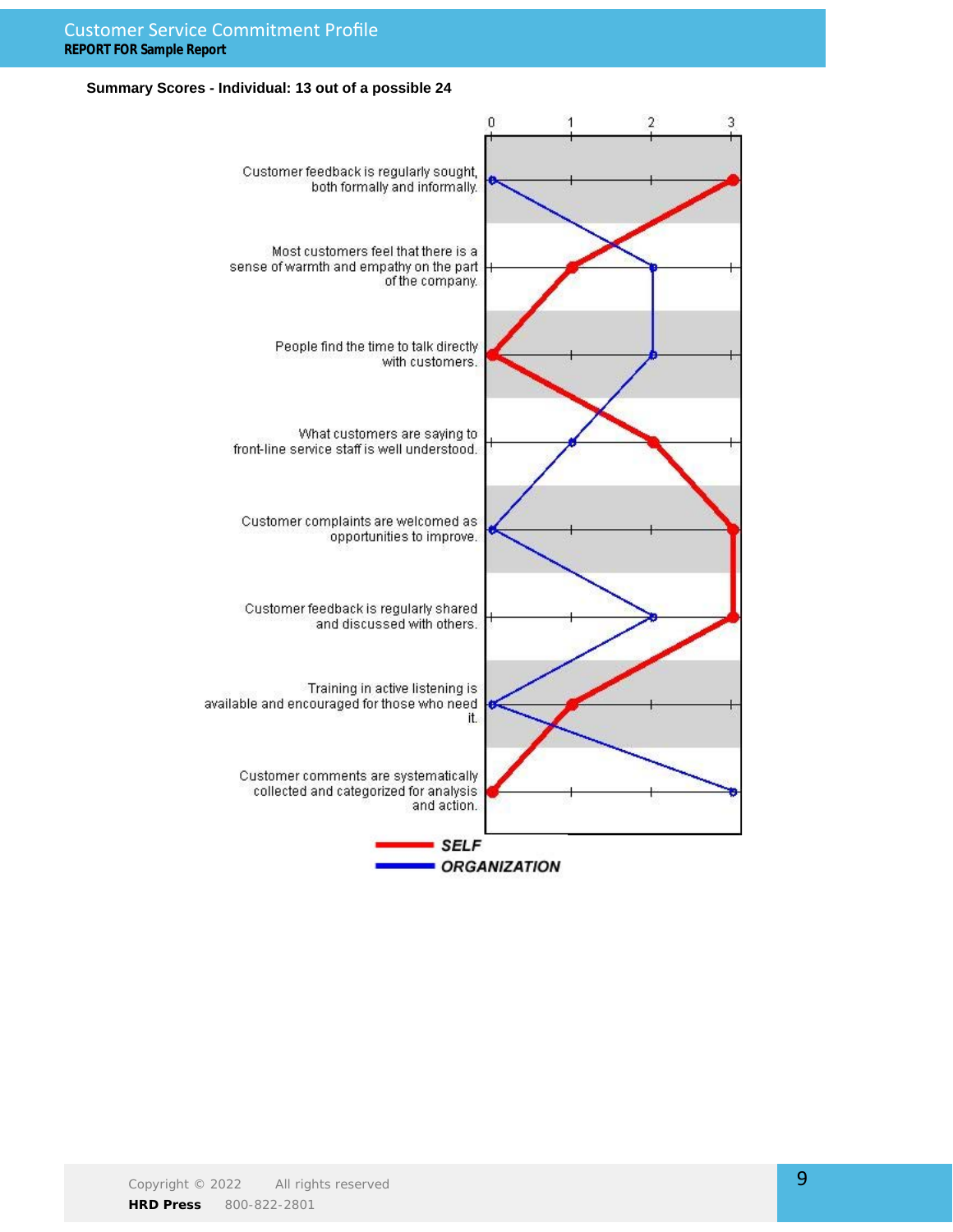**Summary Scores - Individual: 13 out of a possible 24**

| Item | SELF | ORGANIZATION |
| --- | --- | --- |
| Customer feedback is regularly sought, both formally and informally. | 3 | 0 |
| Most customers feel that there is a sense of warmth and empathy on the part of the company. | 1 | 2 |
| People find the time to talk directly with customers. | 0 | 2 |
| What customers are saying to front-line service staff is well understood. | 2 | 1 |
| Customer complaints are welcomed as opportunities to improve. | 3 | 0 |
| Customer feedback is regularly shared and discussed with others. | 3 | 2 |
| Training in active listening is available and encouraged for those who need it. | 1 | 0 |
| Customer comments are systematically collected and categorized for analysis and action. | 0 | 3 |

Scale: 0 – 3

***SELF***

***ORGANIZATION***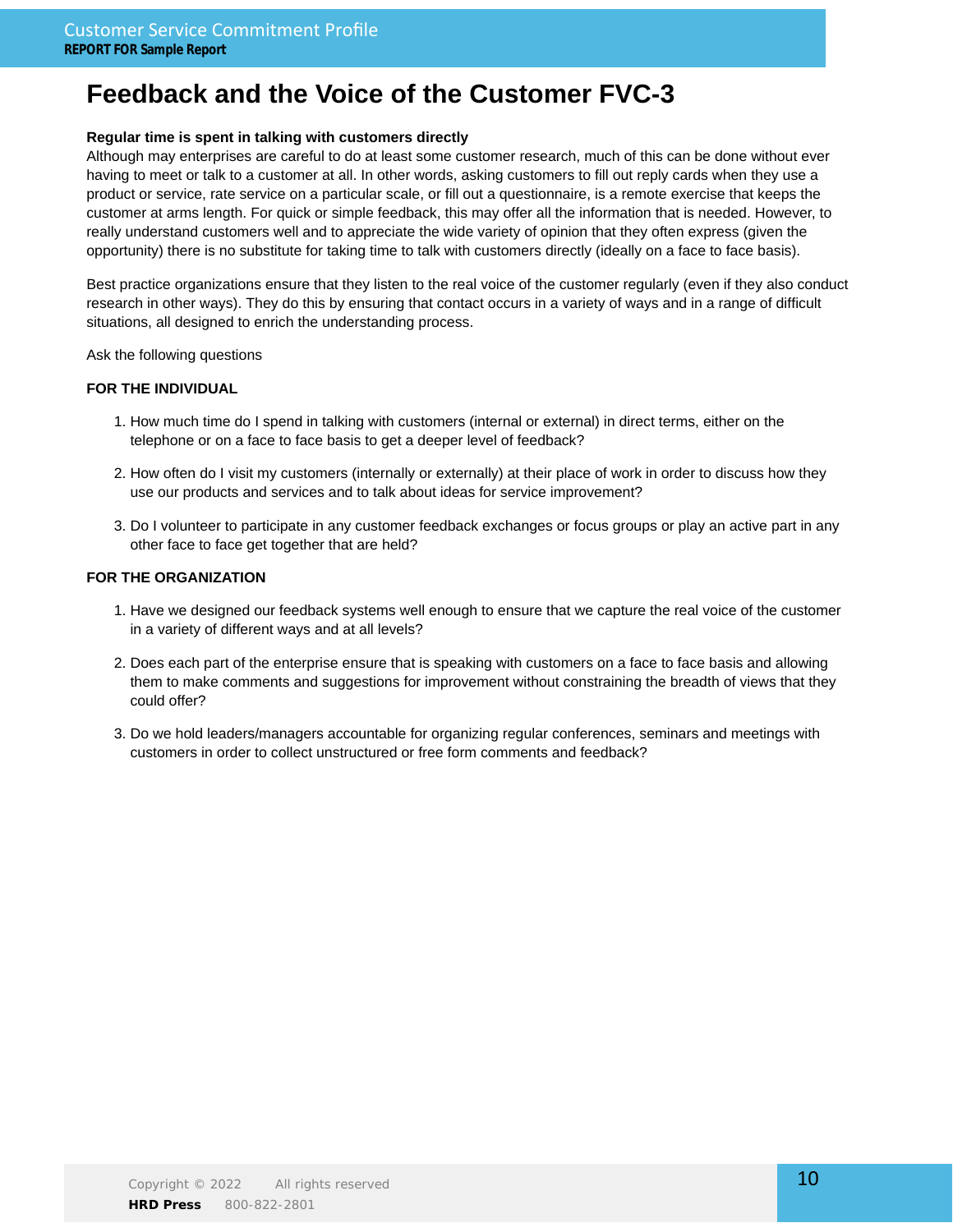# Feedback and the Voice of the Customer FVC-3

**Regular time is spent in talking with customers directly**

Although may enterprises are careful to do at least some customer research, much of this can be done without ever having to meet or talk to a customer at all. In other words, asking customers to fill out reply cards when they use a product or service, rate service on a particular scale, or fill out a questionnaire, is a remote exercise that keeps the customer at arms length. For quick or simple feedback, this may offer all the information that is needed. However, to really understand customers well and to appreciate the wide variety of opinion that they often express (given the opportunity) there is no substitute for taking time to talk with customers directly (ideally on a face to face basis).

Best practice organizations ensure that they listen to the real voice of the customer regularly (even if they also conduct research in other ways). They do this by ensuring that contact occurs in a variety of ways and in a range of difficult situations, all designed to enrich the understanding process.

Ask the following questions

**FOR THE INDIVIDUAL**

1. How much time do I spend in talking with customers (internal or external) in direct terms, either on the telephone or on a face to face basis to get a deeper level of feedback?
2. How often do I visit my customers (internally or externally) at their place of work in order to discuss how they use our products and services and to talk about ideas for service improvement?
3. Do I volunteer to participate in any customer feedback exchanges or focus groups or play an active part in any other face to face get together that are held?

**FOR THE ORGANIZATION**

1. Have we designed our feedback systems well enough to ensure that we capture the real voice of the customer in a variety of different ways and at all levels?
2. Does each part of the enterprise ensure that is speaking with customers on a face to face basis and allowing them to make comments and suggestions for improvement without constraining the breadth of views that they could offer?
3. Do we hold leaders/managers accountable for organizing regular conferences, seminars and meetings with customers in order to collect unstructured or free form comments and feedback?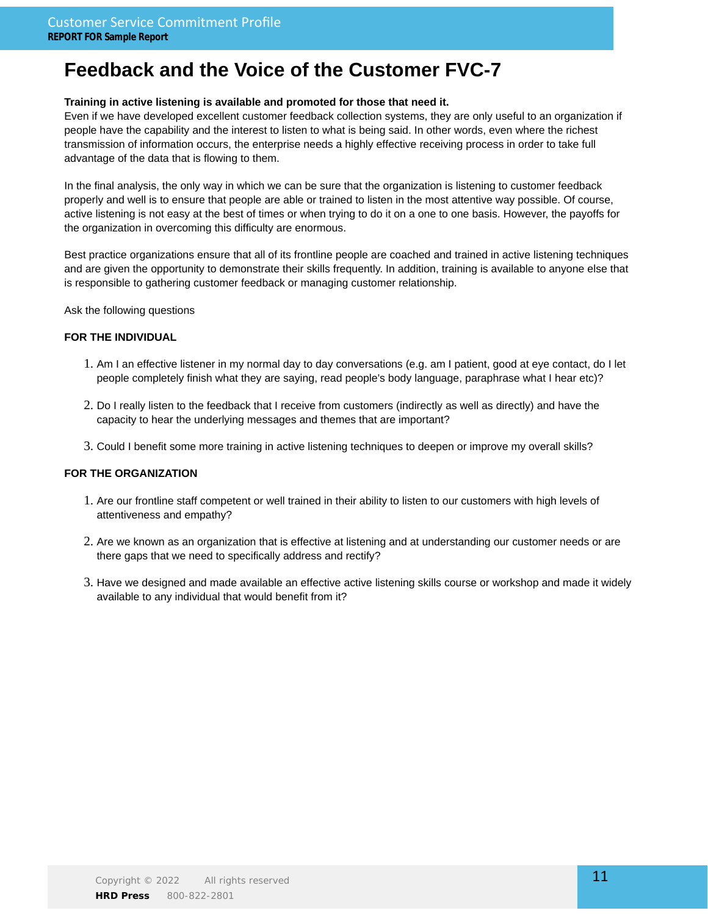# Feedback and the Voice of the Customer FVC-7

**Training in active listening is available and promoted for those that need it.**
Even if we have developed excellent customer feedback collection systems, they are only useful to an organization if people have the capability and the interest to listen to what is being said. In other words, even where the richest transmission of information occurs, the enterprise needs a highly effective receiving process in order to take full advantage of the data that is flowing to them.

In the final analysis, the only way in which we can be sure that the organization is listening to customer feedback properly and well is to ensure that people are able or trained to listen in the most attentive way possible. Of course, active listening is not easy at the best of times or when trying to do it on a one to one basis. However, the payoffs for the organization in overcoming this difficulty are enormous.

Best practice organizations ensure that all of its frontline people are coached and trained in active listening techniques and are given the opportunity to demonstrate their skills frequently. In addition, training is available to anyone else that is responsible to gathering customer feedback or managing customer relationship.

Ask the following questions

**FOR THE INDIVIDUAL**

1. Am I an effective listener in my normal day to day conversations (e.g. am I patient, good at eye contact, do I let people completely finish what they are saying, read people's body language, paraphrase what I hear etc)?

2. Do I really listen to the feedback that I receive from customers (indirectly as well as directly) and have the capacity to hear the underlying messages and themes that are important?

3. Could I benefit some more training in active listening techniques to deepen or improve my overall skills?

**FOR THE ORGANIZATION**

1. Are our frontline staff competent or well trained in their ability to listen to our customers with high levels of attentiveness and empathy?

2. Are we known as an organization that is effective at listening and at understanding our customer needs or are there gaps that we need to specifically address and rectify?

3. Have we designed and made available an effective active listening skills course or workshop and made it widely available to any individual that would benefit from it?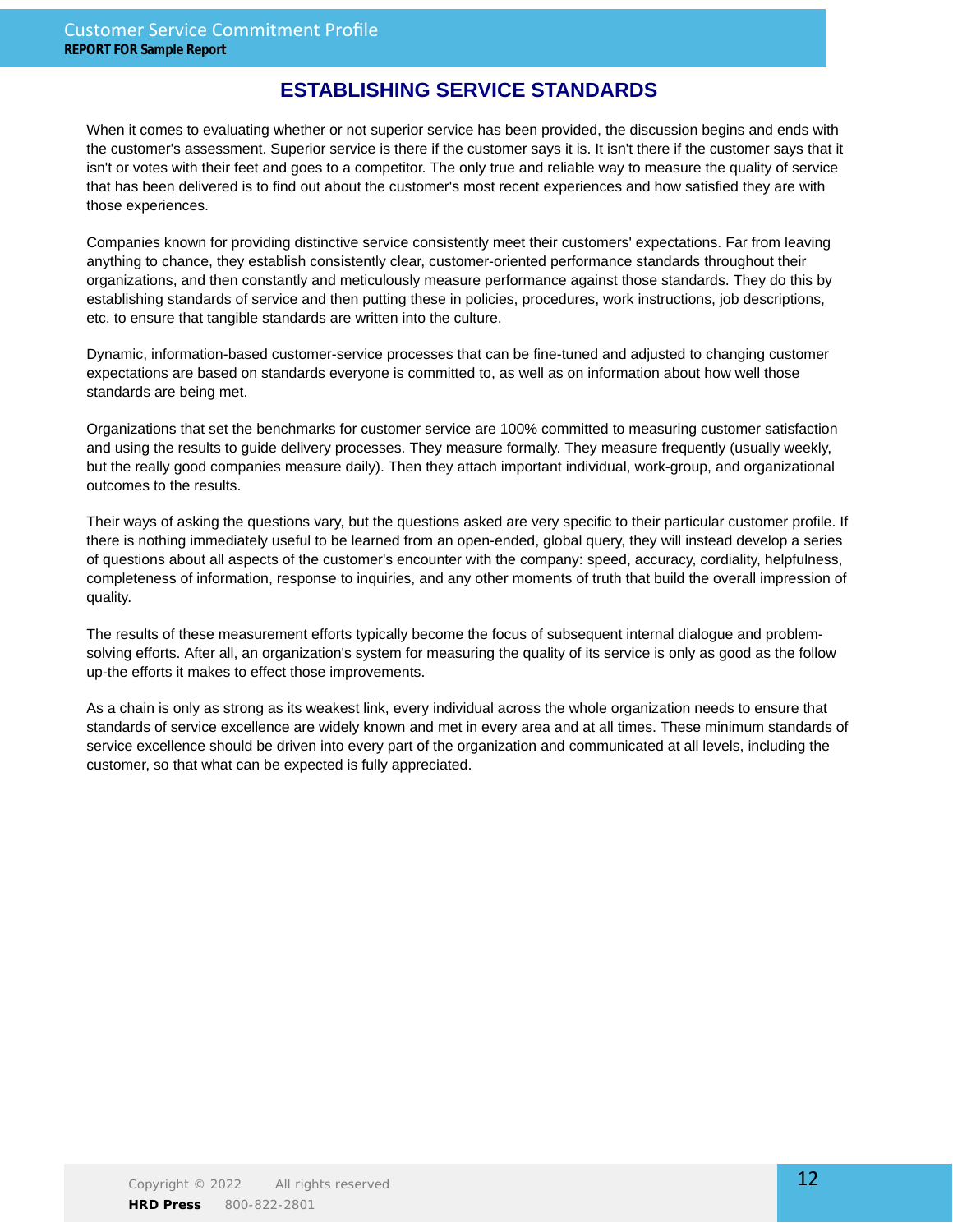## ESTABLISHING SERVICE STANDARDS

When it comes to evaluating whether or not superior service has been provided, the discussion begins and ends with the customer's assessment. Superior service is there if the customer says it is. It isn't there if the customer says that it isn't or votes with their feet and goes to a competitor. The only true and reliable way to measure the quality of service that has been delivered is to find out about the customer's most recent experiences and how satisfied they are with those experiences.

Companies known for providing distinctive service consistently meet their customers' expectations. Far from leaving anything to chance, they establish consistently clear, customer-oriented performance standards throughout their organizations, and then constantly and meticulously measure performance against those standards. They do this by establishing standards of service and then putting these in policies, procedures, work instructions, job descriptions, etc. to ensure that tangible standards are written into the culture.

Dynamic, information-based customer-service processes that can be fine-tuned and adjusted to changing customer expectations are based on standards everyone is committed to, as well as on information about how well those standards are being met.

Organizations that set the benchmarks for customer service are 100% committed to measuring customer satisfaction and using the results to guide delivery processes. They measure formally. They measure frequently (usually weekly, but the really good companies measure daily). Then they attach important individual, work-group, and organizational outcomes to the results.

Their ways of asking the questions vary, but the questions asked are very specific to their particular customer profile. If there is nothing immediately useful to be learned from an open-ended, global query, they will instead develop a series of questions about all aspects of the customer's encounter with the company: speed, accuracy, cordiality, helpfulness, completeness of information, response to inquiries, and any other moments of truth that build the overall impression of quality.

The results of these measurement efforts typically become the focus of subsequent internal dialogue and problem-solving efforts. After all, an organization's system for measuring the quality of its service is only as good as the follow up-the efforts it makes to effect those improvements.

As a chain is only as strong as its weakest link, every individual across the whole organization needs to ensure that standards of service excellence are widely known and met in every area and at all times. These minimum standards of service excellence should be driven into every part of the organization and communicated at all levels, including the customer, so that what can be expected is fully appreciated.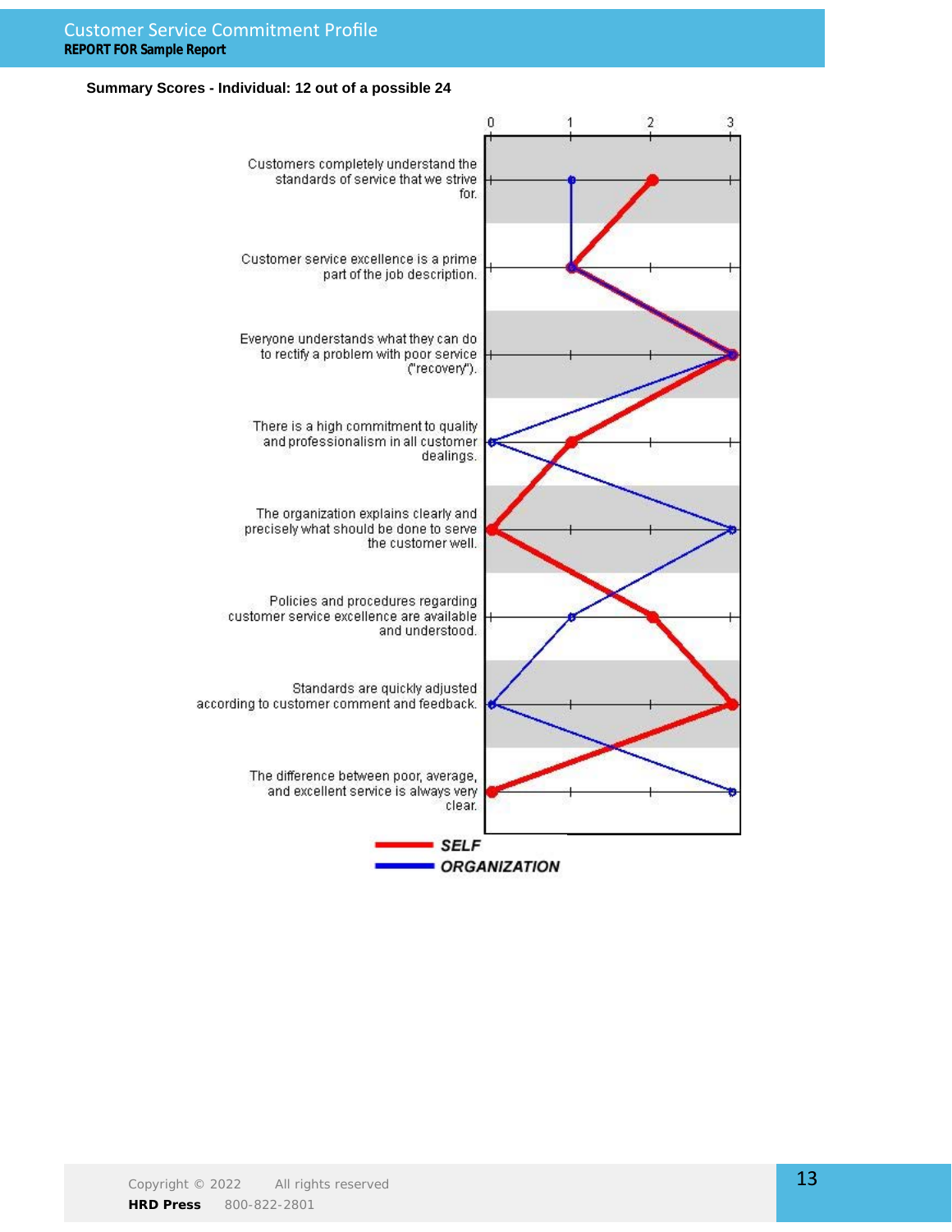**Summary Scores - Individual: 12 out of a possible 24**

| Statement | SELF | ORGANIZATION |
|---|---|---|
| Customers completely understand the standards of service that we strive for. | 2 | 1 |
| Customer service excellence is a prime part of the job description. | 1 | 1 |
| Everyone understands what they can do to rectify a problem with poor service ("recovery"). | 3 | 3 |
| There is a high commitment to quality and professionalism in all customer dealings. | 1 | 0 |
| The organization explains clearly and precisely what should be done to serve the customer well. | 0 | 3 |
| Policies and procedures regarding customer service excellence are available and understood. | 2 | 1 |
| Standards are quickly adjusted according to customer comment and feedback. | 3 | 0 |
| The difference between poor, average, and excellent service is always very clear. | 0 | 3 |

SELF

ORGANIZATION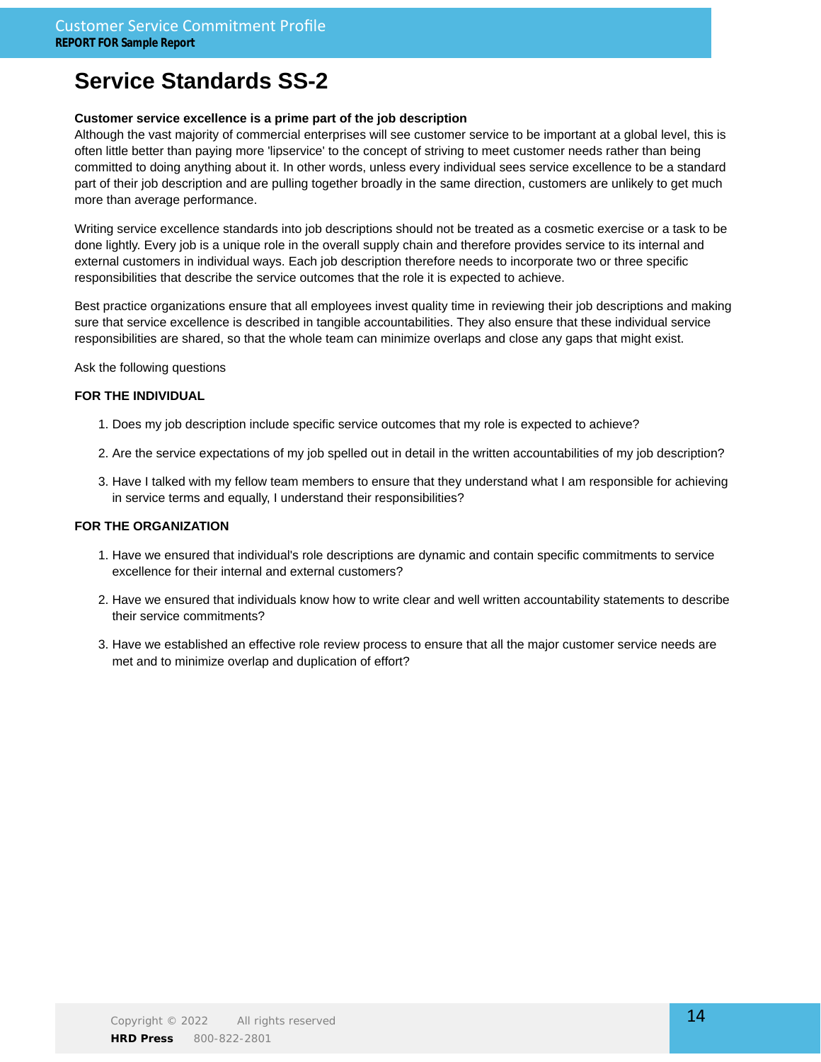# Service Standards SS-2

**Customer service excellence is a prime part of the job description**

Although the vast majority of commercial enterprises will see customer service to be important at a global level, this is often little better than paying more 'lipservice' to the concept of striving to meet customer needs rather than being committed to doing anything about it. In other words, unless every individual sees service excellence to be a standard part of their job description and are pulling together broadly in the same direction, customers are unlikely to get much more than average performance.

Writing service excellence standards into job descriptions should not be treated as a cosmetic exercise or a task to be done lightly. Every job is a unique role in the overall supply chain and therefore provides service to its internal and external customers in individual ways. Each job description therefore needs to incorporate two or three specific responsibilities that describe the service outcomes that the role it is expected to achieve.

Best practice organizations ensure that all employees invest quality time in reviewing their job descriptions and making sure that service excellence is described in tangible accountabilities. They also ensure that these individual service responsibilities are shared, so that the whole team can minimize overlaps and close any gaps that might exist.

Ask the following questions

**FOR THE INDIVIDUAL**

1. Does my job description include specific service outcomes that my role is expected to achieve?
2. Are the service expectations of my job spelled out in detail in the written accountabilities of my job description?
3. Have I talked with my fellow team members to ensure that they understand what I am responsible for achieving in service terms and equally, I understand their responsibilities?

**FOR THE ORGANIZATION**

1. Have we ensured that individual's role descriptions are dynamic and contain specific commitments to service excellence for their internal and external customers?
2. Have we ensured that individuals know how to write clear and well written accountability statements to describe their service commitments?
3. Have we established an effective role review process to ensure that all the major customer service needs are met and to minimize overlap and duplication of effort?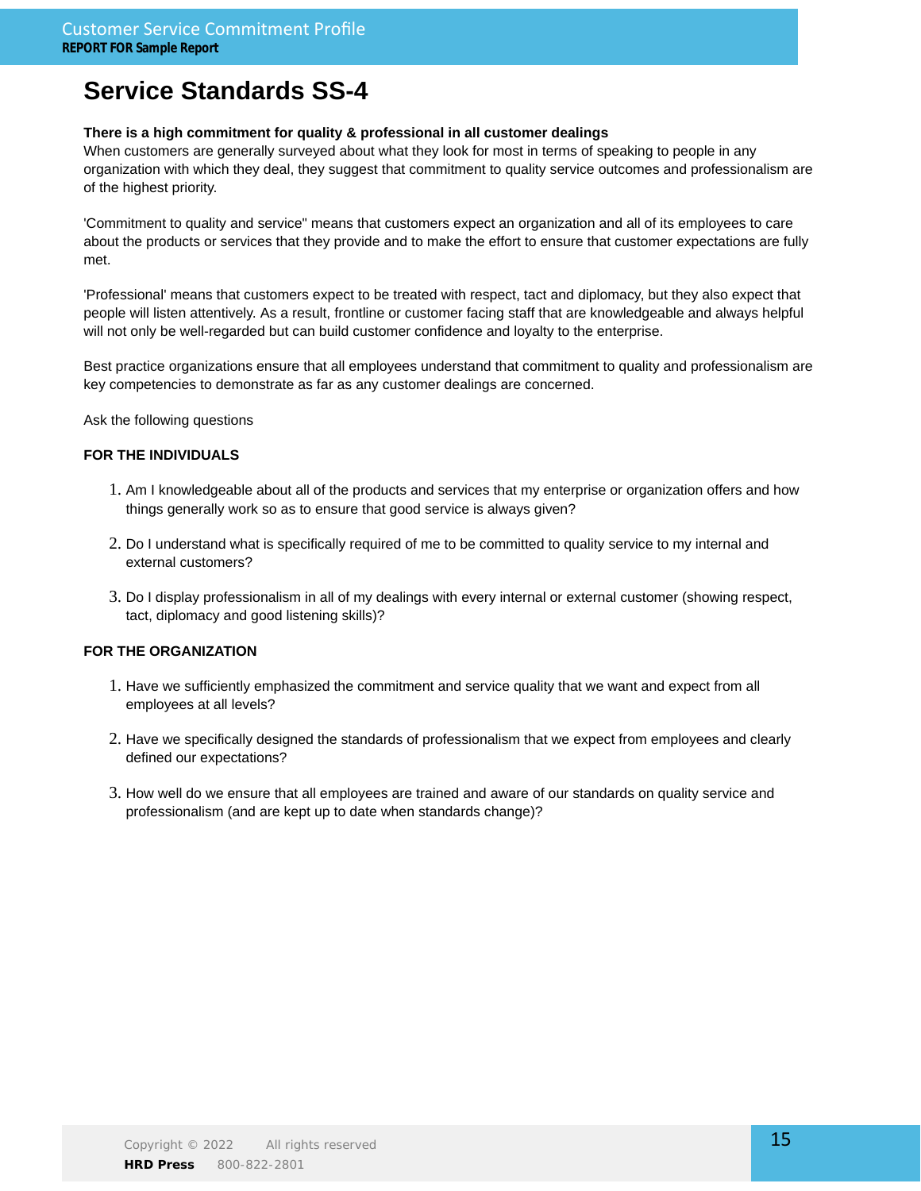# Service Standards SS-4

**There is a high commitment for quality & professional in all customer dealings**
When customers are generally surveyed about what they look for most in terms of speaking to people in any organization with which they deal, they suggest that commitment to quality service outcomes and professionalism are of the highest priority.

'Commitment to quality and service" means that customers expect an organization and all of its employees to care about the products or services that they provide and to make the effort to ensure that customer expectations are fully met.

'Professional' means that customers expect to be treated with respect, tact and diplomacy, but they also expect that people will listen attentively. As a result, frontline or customer facing staff that are knowledgeable and always helpful will not only be well-regarded but can build customer confidence and loyalty to the enterprise.

Best practice organizations ensure that all employees understand that commitment to quality and professionalism are key competencies to demonstrate as far as any customer dealings are concerned.

Ask the following questions

**FOR THE INDIVIDUALS**

1. Am I knowledgeable about all of the products and services that my enterprise or organization offers and how things generally work so as to ensure that good service is always given?
2. Do I understand what is specifically required of me to be committed to quality service to my internal and external customers?
3. Do I display professionalism in all of my dealings with every internal or external customer (showing respect, tact, diplomacy and good listening skills)?

**FOR THE ORGANIZATION**

1. Have we sufficiently emphasized the commitment and service quality that we want and expect from all employees at all levels?
2. Have we specifically designed the standards of professionalism that we expect from employees and clearly defined our expectations?
3. How well do we ensure that all employees are trained and aware of our standards on quality service and professionalism (and are kept up to date when standards change)?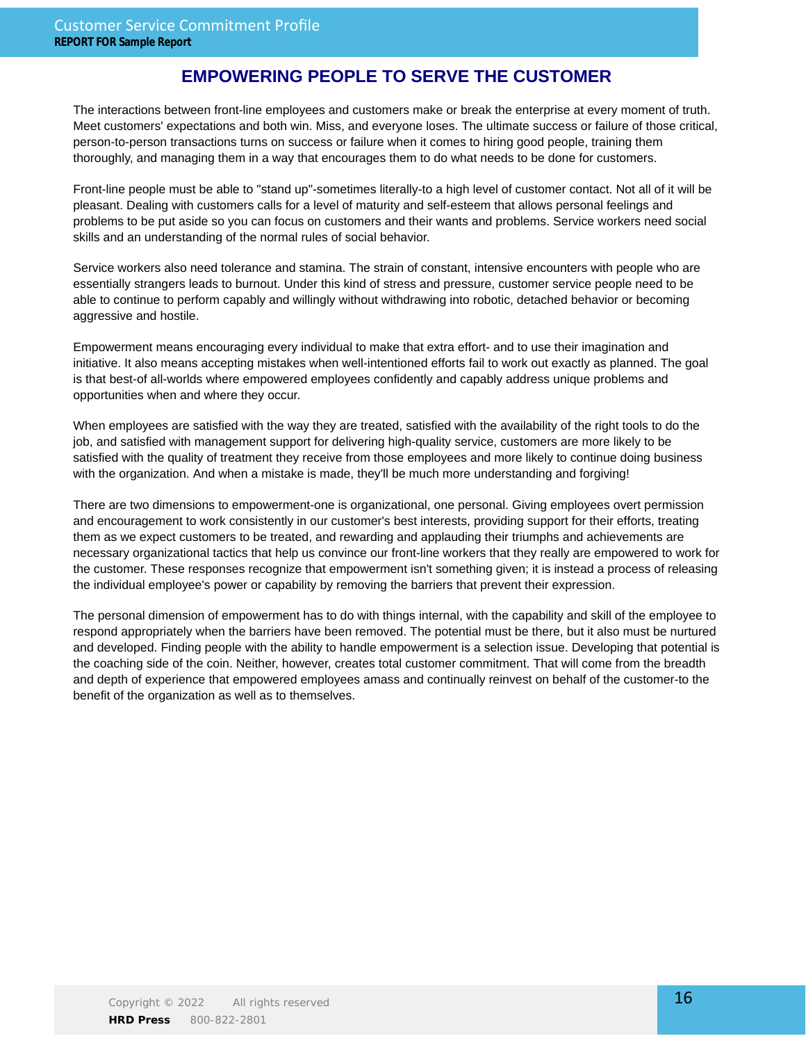# EMPOWERING PEOPLE TO SERVE THE CUSTOMER

The interactions between front-line employees and customers make or break the enterprise at every moment of truth. Meet customers' expectations and both win. Miss, and everyone loses. The ultimate success or failure of those critical, person-to-person transactions turns on success or failure when it comes to hiring good people, training them thoroughly, and managing them in a way that encourages them to do what needs to be done for customers.

Front-line people must be able to "stand up"-sometimes literally-to a high level of customer contact. Not all of it will be pleasant. Dealing with customers calls for a level of maturity and self-esteem that allows personal feelings and problems to be put aside so you can focus on customers and their wants and problems. Service workers need social skills and an understanding of the normal rules of social behavior.

Service workers also need tolerance and stamina. The strain of constant, intensive encounters with people who are essentially strangers leads to burnout. Under this kind of stress and pressure, customer service people need to be able to continue to perform capably and willingly without withdrawing into robotic, detached behavior or becoming aggressive and hostile.

Empowerment means encouraging every individual to make that extra effort- and to use their imagination and initiative. It also means accepting mistakes when well-intentioned efforts fail to work out exactly as planned. The goal is that best-of all-worlds where empowered employees confidently and capably address unique problems and opportunities when and where they occur.

When employees are satisfied with the way they are treated, satisfied with the availability of the right tools to do the job, and satisfied with management support for delivering high-quality service, customers are more likely to be satisfied with the quality of treatment they receive from those employees and more likely to continue doing business with the organization. And when a mistake is made, they'll be much more understanding and forgiving!

There are two dimensions to empowerment-one is organizational, one personal. Giving employees overt permission and encouragement to work consistently in our customer's best interests, providing support for their efforts, treating them as we expect customers to be treated, and rewarding and applauding their triumphs and achievements are necessary organizational tactics that help us convince our front-line workers that they really are empowered to work for the customer. These responses recognize that empowerment isn't something given; it is instead a process of releasing the individual employee's power or capability by removing the barriers that prevent their expression.

The personal dimension of empowerment has to do with things internal, with the capability and skill of the employee to respond appropriately when the barriers have been removed. The potential must be there, but it also must be nurtured and developed. Finding people with the ability to handle empowerment is a selection issue. Developing that potential is the coaching side of the coin. Neither, however, creates total customer commitment. That will come from the breadth and depth of experience that empowered employees amass and continually reinvest on behalf of the customer-to the benefit of the organization as well as to themselves.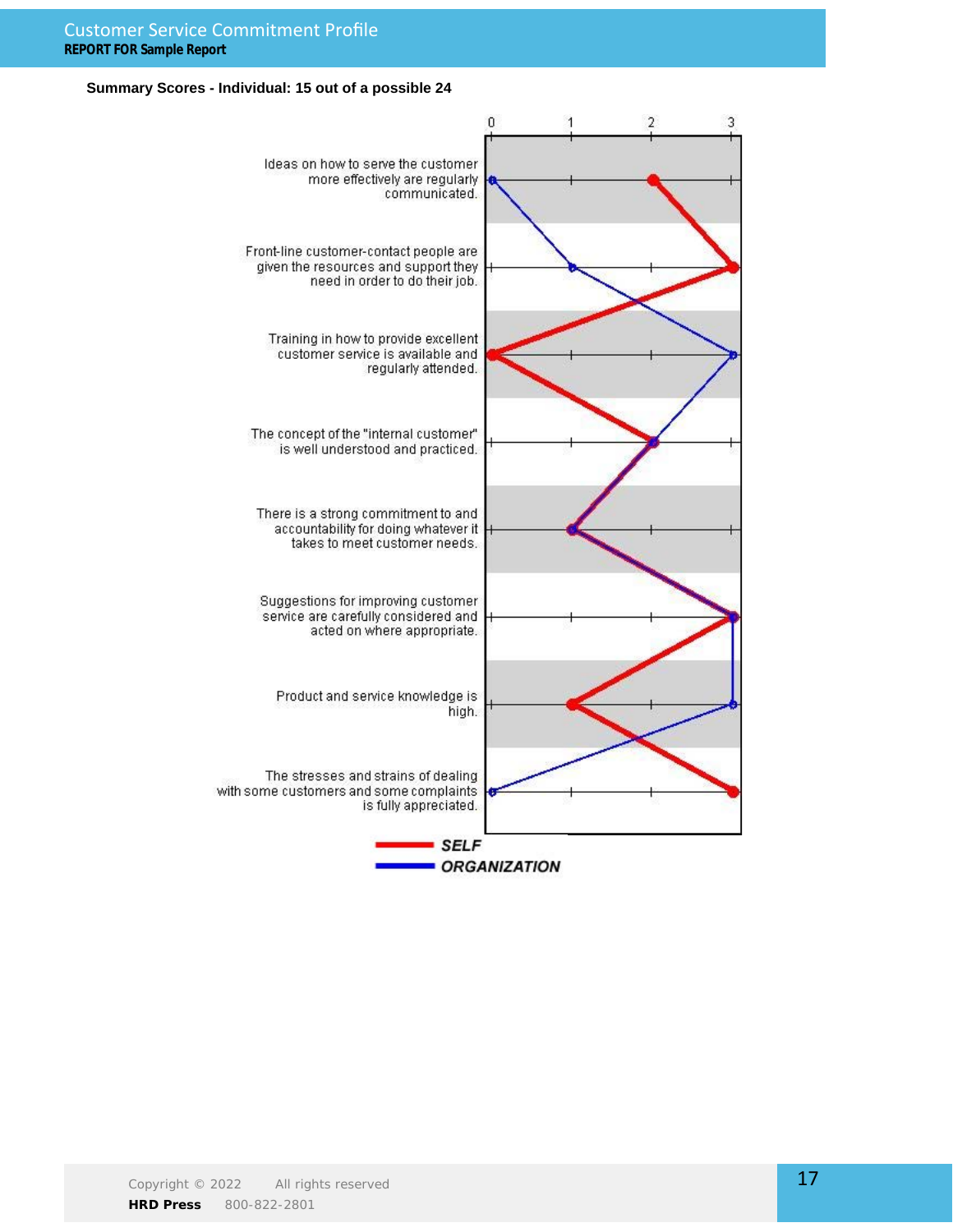**Summary Scores - Individual: 15 out of a possible 24**

| | 0 | 1 | 2 | 3 |
|---|---|---|---|---|
| Ideas on how to serve the customer more effectively are regularly communicated. | | | | |
| Front-line customer-contact people are given the resources and support they need in order to do their job. | | | | |
| Training in how to provide excellent customer service is available and regularly attended. | | | | |
| The concept of the "internal customer" is well understood and practiced. | | | | |
| There is a strong commitment to and accountability for doing whatever it takes to meet customer needs. | | | | |
| Suggestions for improving customer service are carefully considered and acted on where appropriate. | | | | |
| Product and service knowledge is high. | | | | |
| The stresses and strains of dealing with some customers and some complaints is fully appreciated. | | | | |

**SELF**

**ORGANIZATION**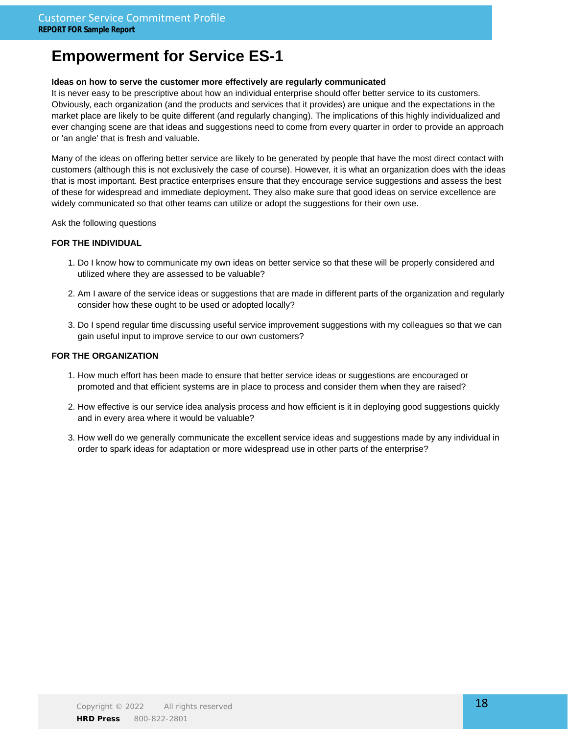# Empowerment for Service ES-1

**Ideas on how to serve the customer more effectively are regularly communicated**
It is never easy to be prescriptive about how an individual enterprise should offer better service to its customers. Obviously, each organization (and the products and services that it provides) are unique and the expectations in the market place are likely to be quite different (and regularly changing). The implications of this highly individualized and ever changing scene are that ideas and suggestions need to come from every quarter in order to provide an approach or 'an angle' that is fresh and valuable.

Many of the ideas on offering better service are likely to be generated by people that have the most direct contact with customers (although this is not exclusively the case of course). However, it is what an organization does with the ideas that is most important. Best practice enterprises ensure that they encourage service suggestions and assess the best of these for widespread and immediate deployment. They also make sure that good ideas on service excellence are widely communicated so that other teams can utilize or adopt the suggestions for their own use.

Ask the following questions

**FOR THE INDIVIDUAL**

1. Do I know how to communicate my own ideas on better service so that these will be properly considered and utilized where they are assessed to be valuable?
2. Am I aware of the service ideas or suggestions that are made in different parts of the organization and regularly consider how these ought to be used or adopted locally?
3. Do I spend regular time discussing useful service improvement suggestions with my colleagues so that we can gain useful input to improve service to our own customers?

**FOR THE ORGANIZATION**

1. How much effort has been made to ensure that better service ideas or suggestions are encouraged or promoted and that efficient systems are in place to process and consider them when they are raised?
2. How effective is our service idea analysis process and how efficient is it in deploying good suggestions quickly and in every area where it would be valuable?
3. How well do we generally communicate the excellent service ideas and suggestions made by any individual in order to spark ideas for adaptation or more widespread use in other parts of the enterprise?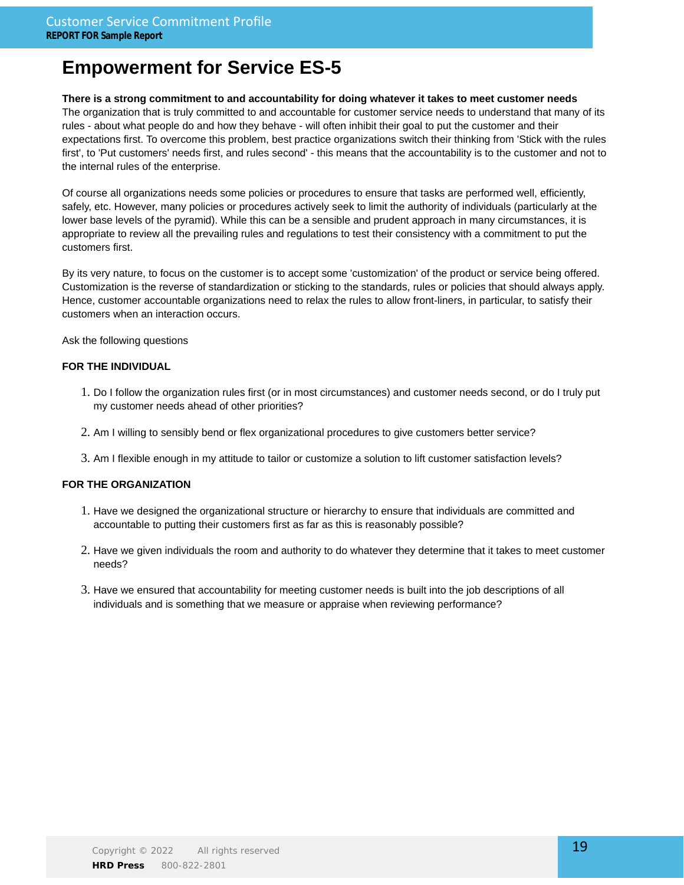# Empowerment for Service ES-5

**There is a strong commitment to and accountability for doing whatever it takes to meet customer needs**
The organization that is truly committed to and accountable for customer service needs to understand that many of its rules - about what people do and how they behave - will often inhibit their goal to put the customer and their expectations first. To overcome this problem, best practice organizations switch their thinking from 'Stick with the rules first', to 'Put customers' needs first, and rules second' - this means that the accountability is to the customer and not to the internal rules of the enterprise.

Of course all organizations needs some policies or procedures to ensure that tasks are performed well, efficiently, safely, etc. However, many policies or procedures actively seek to limit the authority of individuals (particularly at the lower base levels of the pyramid). While this can be a sensible and prudent approach in many circumstances, it is appropriate to review all the prevailing rules and regulations to test their consistency with a commitment to put the customers first.

By its very nature, to focus on the customer is to accept some 'customization' of the product or service being offered. Customization is the reverse of standardization or sticking to the standards, rules or policies that should always apply. Hence, customer accountable organizations need to relax the rules to allow front-liners, in particular, to satisfy their customers when an interaction occurs.

Ask the following questions

**FOR THE INDIVIDUAL**

1. Do I follow the organization rules first (or in most circumstances) and customer needs second, or do I truly put my customer needs ahead of other priorities?

2. Am I willing to sensibly bend or flex organizational procedures to give customers better service?

3. Am I flexible enough in my attitude to tailor or customize a solution to lift customer satisfaction levels?

**FOR THE ORGANIZATION**

1. Have we designed the organizational structure or hierarchy to ensure that individuals are committed and accountable to putting their customers first as far as this is reasonably possible?

2. Have we given individuals the room and authority to do whatever they determine that it takes to meet customer needs?

3. Have we ensured that accountability for meeting customer needs is built into the job descriptions of all individuals and is something that we measure or appraise when reviewing performance?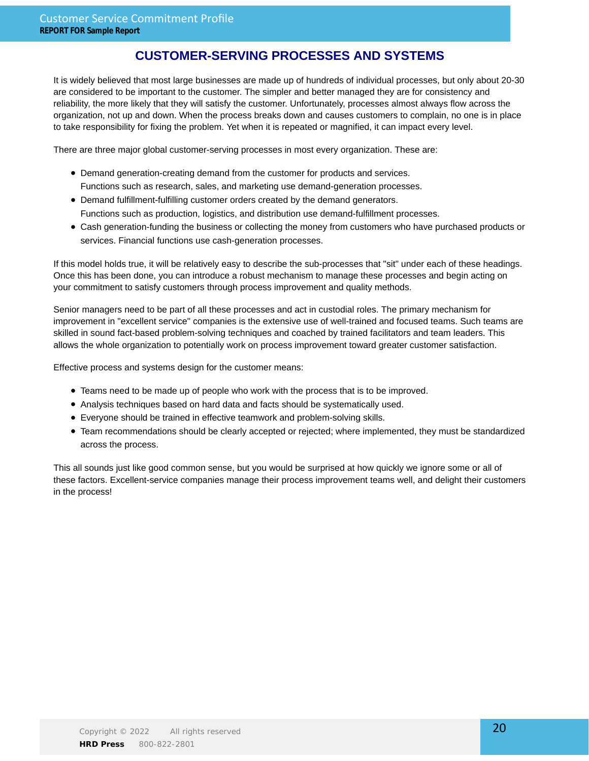## CUSTOMER-SERVING PROCESSES AND SYSTEMS

It is widely believed that most large businesses are made up of hundreds of individual processes, but only about 20-30 are considered to be important to the customer. The simpler and better managed they are for consistency and reliability, the more likely that they will satisfy the customer. Unfortunately, processes almost always flow across the organization, not up and down. When the process breaks down and causes customers to complain, no one is in place to take responsibility for fixing the problem. Yet when it is repeated or magnified, it can impact every level.

There are three major global customer-serving processes in most every organization. These are:

- Demand generation-creating demand from the customer for products and services.
  Functions such as research, sales, and marketing use demand-generation processes.
- Demand fulfillment-fulfilling customer orders created by the demand generators.
  Functions such as production, logistics, and distribution use demand-fulfillment processes.
- Cash generation-funding the business or collecting the money from customers who have purchased products or services. Financial functions use cash-generation processes.

If this model holds true, it will be relatively easy to describe the sub-processes that "sit" under each of these headings. Once this has been done, you can introduce a robust mechanism to manage these processes and begin acting on your commitment to satisfy customers through process improvement and quality methods.

Senior managers need to be part of all these processes and act in custodial roles. The primary mechanism for improvement in "excellent service" companies is the extensive use of well-trained and focused teams. Such teams are skilled in sound fact-based problem-solving techniques and coached by trained facilitators and team leaders. This allows the whole organization to potentially work on process improvement toward greater customer satisfaction.

Effective process and systems design for the customer means:

- Teams need to be made up of people who work with the process that is to be improved.
- Analysis techniques based on hard data and facts should be systematically used.
- Everyone should be trained in effective teamwork and problem-solving skills.
- Team recommendations should be clearly accepted or rejected; where implemented, they must be standardized across the process.

This all sounds just like good common sense, but you would be surprised at how quickly we ignore some or all of these factors. Excellent-service companies manage their process improvement teams well, and delight their customers in the process!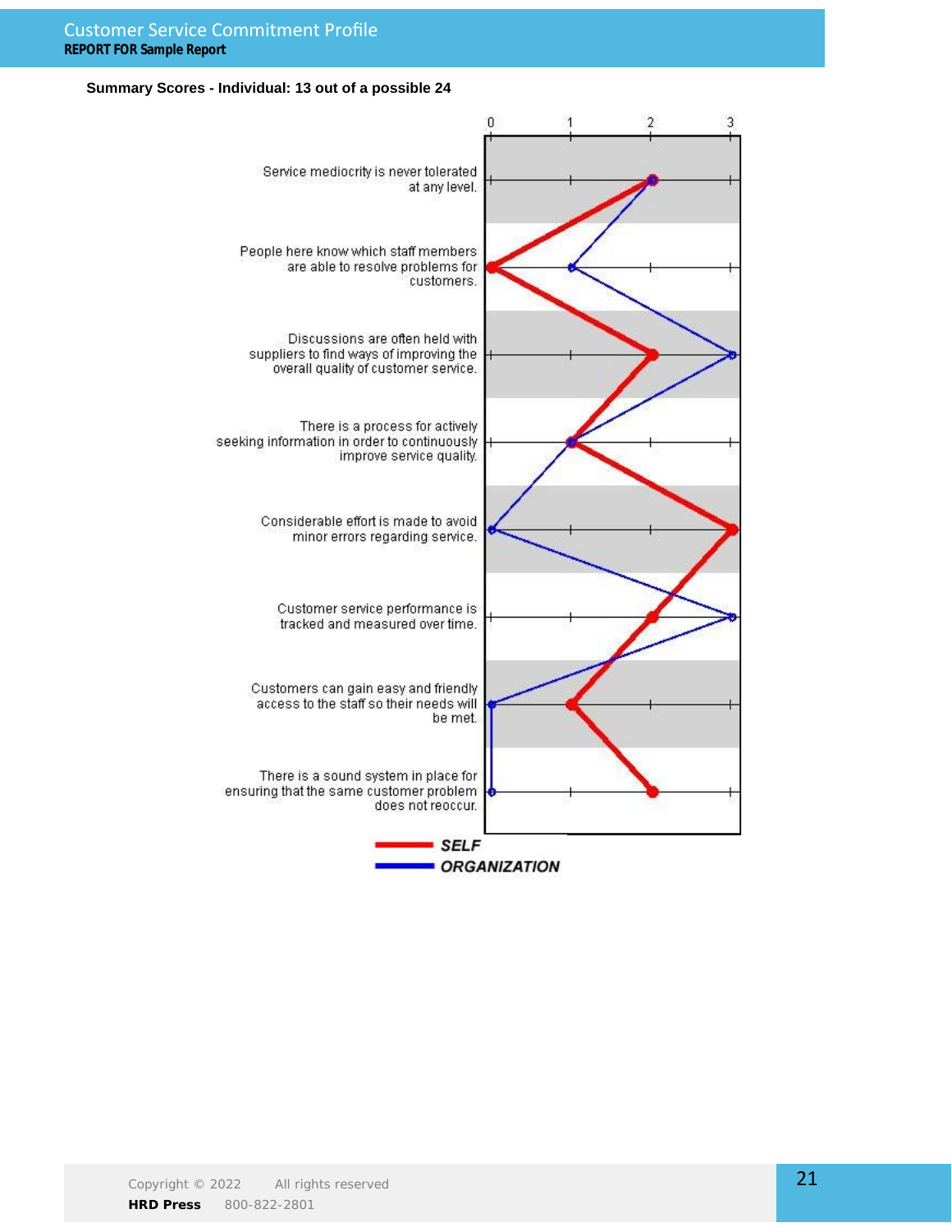**Summary Scores - Individual: 13 out of a possible 24**

| Statement | SELF | ORGANIZATION |
|---|---|---|
| Service mediocrity is never tolerated at any level. | 2 | 2 |
| People here know which staff members are able to resolve problems for customers. | 0 | 1 |
| Discussions are often held with suppliers to find ways of improving the overall quality of customer service. | 2 | 3 |
| There is a process for actively seeking information in order to continuously improve service quality. | 1 | 1 |
| Considerable effort is made to avoid minor errors regarding service. | 3 | 0 |
| Customer service performance is tracked and measured over time. | 2 | 3 |
| Customers can gain easy and friendly access to the staff so their needs will be met. | 1 | 0 |
| There is a sound system in place for ensuring that the same customer problem does not reoccur. | 2 | 0 |

Scale: 0 – 3

**SELF** (red line) / **ORGANIZATION** (blue line)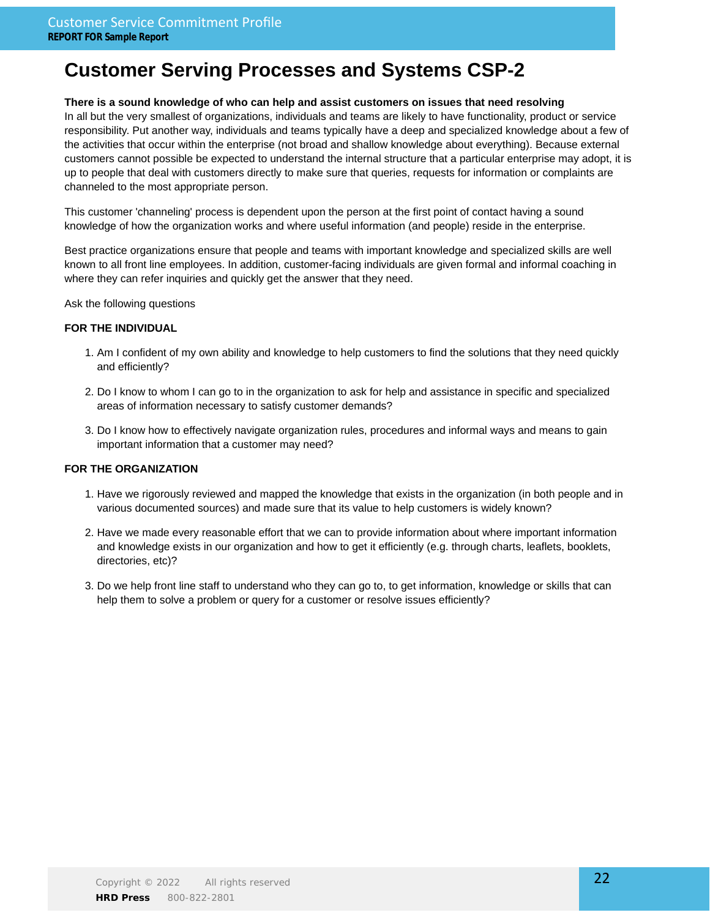# Customer Serving Processes and Systems CSP-2

**There is a sound knowledge of who can help and assist customers on issues that need resolving**
In all but the very smallest of organizations, individuals and teams are likely to have functionality, product or service responsibility. Put another way, individuals and teams typically have a deep and specialized knowledge about a few of the activities that occur within the enterprise (not broad and shallow knowledge about everything). Because external customers cannot possible be expected to understand the internal structure that a particular enterprise may adopt, it is up to people that deal with customers directly to make sure that queries, requests for information or complaints are channeled to the most appropriate person.

This customer 'channeling' process is dependent upon the person at the first point of contact having a sound knowledge of how the organization works and where useful information (and people) reside in the enterprise.

Best practice organizations ensure that people and teams with important knowledge and specialized skills are well known to all front line employees. In addition, customer-facing individuals are given formal and informal coaching in where they can refer inquiries and quickly get the answer that they need.

Ask the following questions

**FOR THE INDIVIDUAL**

1. Am I confident of my own ability and knowledge to help customers to find the solutions that they need quickly and efficiently?
2. Do I know to whom I can go to in the organization to ask for help and assistance in specific and specialized areas of information necessary to satisfy customer demands?
3. Do I know how to effectively navigate organization rules, procedures and informal ways and means to gain important information that a customer may need?

**FOR THE ORGANIZATION**

1. Have we rigorously reviewed and mapped the knowledge that exists in the organization (in both people and in various documented sources) and made sure that its value to help customers is widely known?
2. Have we made every reasonable effort that we can to provide information about where important information and knowledge exists in our organization and how to get it efficiently (e.g. through charts, leaflets, booklets, directories, etc)?
3. Do we help front line staff to understand who they can go to, to get information, knowledge or skills that can help them to solve a problem or query for a customer or resolve issues efficiently?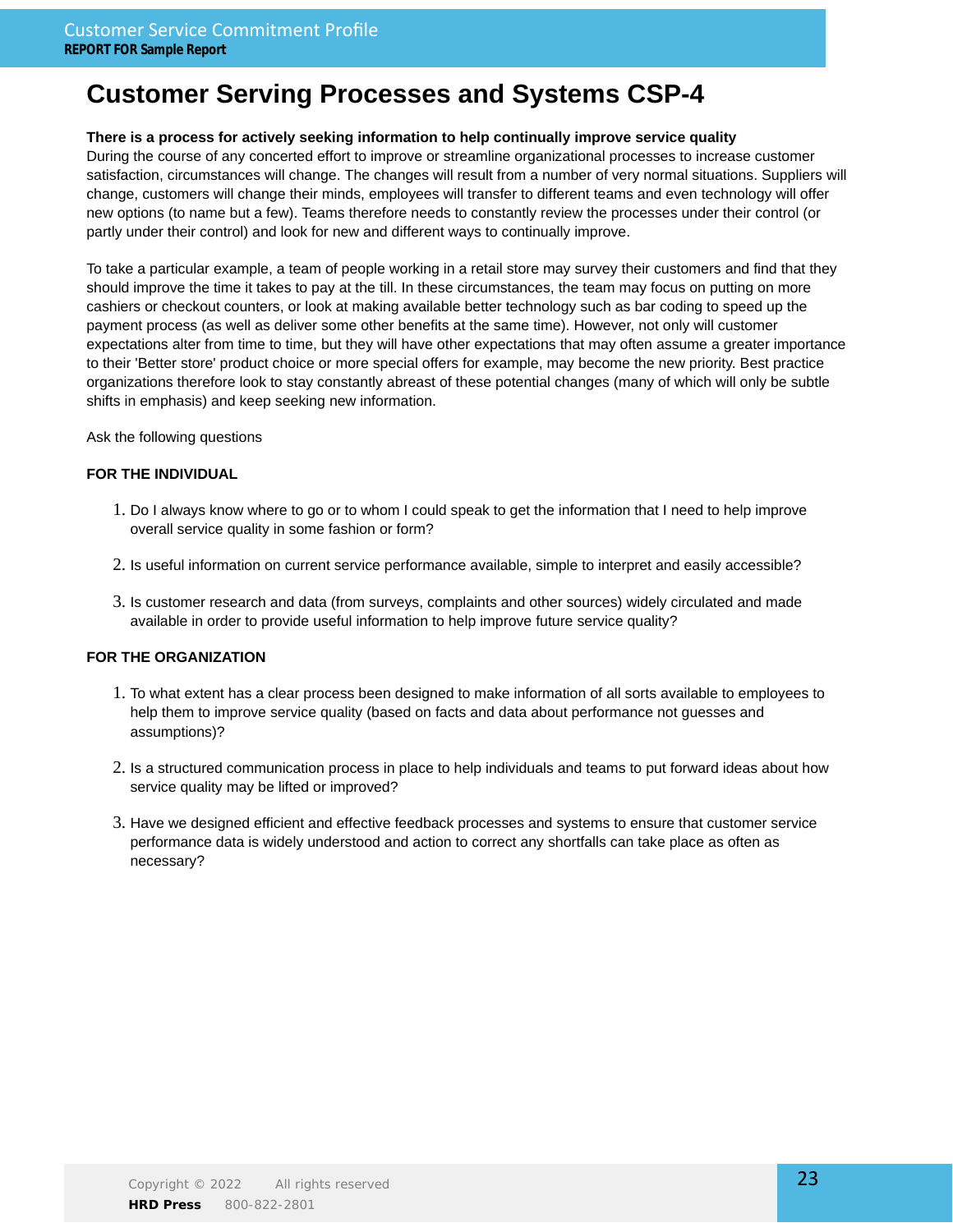# Customer Serving Processes and Systems CSP-4

**There is a process for actively seeking information to help continually improve service quality**
During the course of any concerted effort to improve or streamline organizational processes to increase customer satisfaction, circumstances will change. The changes will result from a number of very normal situations. Suppliers will change, customers will change their minds, employees will transfer to different teams and even technology will offer new options (to name but a few). Teams therefore needs to constantly review the processes under their control (or partly under their control) and look for new and different ways to continually improve.

To take a particular example, a team of people working in a retail store may survey their customers and find that they should improve the time it takes to pay at the till. In these circumstances, the team may focus on putting on more cashiers or checkout counters, or look at making available better technology such as bar coding to speed up the payment process (as well as deliver some other benefits at the same time). However, not only will customer expectations alter from time to time, but they will have other expectations that may often assume a greater importance to their 'Better store' product choice or more special offers for example, may become the new priority. Best practice organizations therefore look to stay constantly abreast of these potential changes (many of which will only be subtle shifts in emphasis) and keep seeking new information.

Ask the following questions

**FOR THE INDIVIDUAL**

1. Do I always know where to go or to whom I could speak to get the information that I need to help improve overall service quality in some fashion or form?
2. Is useful information on current service performance available, simple to interpret and easily accessible?
3. Is customer research and data (from surveys, complaints and other sources) widely circulated and made available in order to provide useful information to help improve future service quality?

**FOR THE ORGANIZATION**

1. To what extent has a clear process been designed to make information of all sorts available to employees to help them to improve service quality (based on facts and data about performance not guesses and assumptions)?
2. Is a structured communication process in place to help individuals and teams to put forward ideas about how service quality may be lifted or improved?
3. Have we designed efficient and effective feedback processes and systems to ensure that customer service performance data is widely understood and action to correct any shortfalls can take place as often as necessary?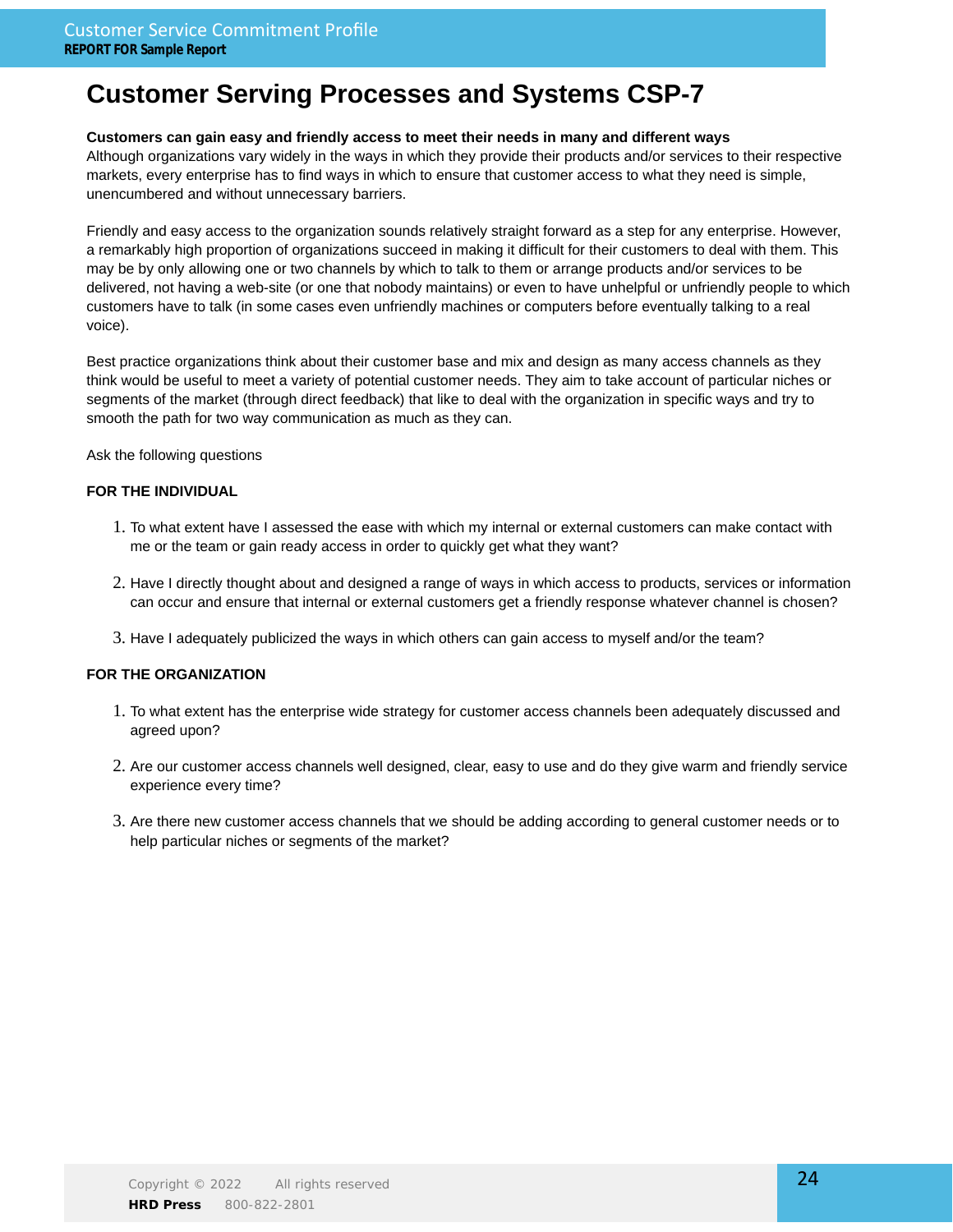# Customer Serving Processes and Systems CSP-7

**Customers can gain easy and friendly access to meet their needs in many and different ways**
Although organizations vary widely in the ways in which they provide their products and/or services to their respective markets, every enterprise has to find ways in which to ensure that customer access to what they need is simple, unencumbered and without unnecessary barriers.

Friendly and easy access to the organization sounds relatively straight forward as a step for any enterprise. However, a remarkably high proportion of organizations succeed in making it difficult for their customers to deal with them. This may be by only allowing one or two channels by which to talk to them or arrange products and/or services to be delivered, not having a web-site (or one that nobody maintains) or even to have unhelpful or unfriendly people to which customers have to talk (in some cases even unfriendly machines or computers before eventually talking to a real voice).

Best practice organizations think about their customer base and mix and design as many access channels as they think would be useful to meet a variety of potential customer needs. They aim to take account of particular niches or segments of the market (through direct feedback) that like to deal with the organization in specific ways and try to smooth the path for two way communication as much as they can.

Ask the following questions

**FOR THE INDIVIDUAL**

1. To what extent have I assessed the ease with which my internal or external customers can make contact with me or the team or gain ready access in order to quickly get what they want?

2. Have I directly thought about and designed a range of ways in which access to products, services or information can occur and ensure that internal or external customers get a friendly response whatever channel is chosen?

3. Have I adequately publicized the ways in which others can gain access to myself and/or the team?

**FOR THE ORGANIZATION**

1. To what extent has the enterprise wide strategy for customer access channels been adequately discussed and agreed upon?

2. Are our customer access channels well designed, clear, easy to use and do they give warm and friendly service experience every time?

3. Are there new customer access channels that we should be adding according to general customer needs or to help particular niches or segments of the market?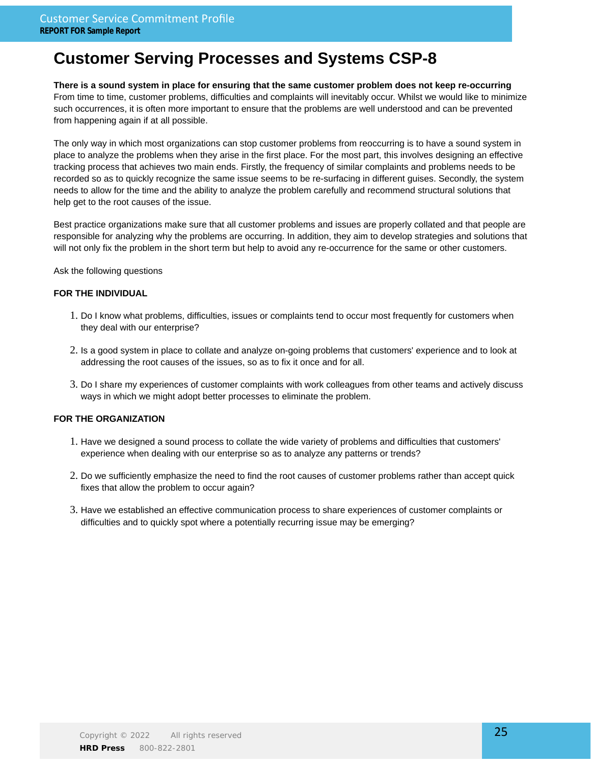# Customer Serving Processes and Systems CSP-8

**There is a sound system in place for ensuring that the same customer problem does not keep re-occurring**
From time to time, customer problems, difficulties and complaints will inevitably occur. Whilst we would like to minimize such occurrences, it is often more important to ensure that the problems are well understood and can be prevented from happening again if at all possible.

The only way in which most organizations can stop customer problems from reoccurring is to have a sound system in place to analyze the problems when they arise in the first place. For the most part, this involves designing an effective tracking process that achieves two main ends. Firstly, the frequency of similar complaints and problems needs to be recorded so as to quickly recognize the same issue seems to be re-surfacing in different guises. Secondly, the system needs to allow for the time and the ability to analyze the problem carefully and recommend structural solutions that help get to the root causes of the issue.

Best practice organizations make sure that all customer problems and issues are properly collated and that people are responsible for analyzing why the problems are occurring. In addition, they aim to develop strategies and solutions that will not only fix the problem in the short term but help to avoid any re-occurrence for the same or other customers.

Ask the following questions

**FOR THE INDIVIDUAL**

1. Do I know what problems, difficulties, issues or complaints tend to occur most frequently for customers when they deal with our enterprise?
2. Is a good system in place to collate and analyze on-going problems that customers' experience and to look at addressing the root causes of the issues, so as to fix it once and for all.
3. Do I share my experiences of customer complaints with work colleagues from other teams and actively discuss ways in which we might adopt better processes to eliminate the problem.

**FOR THE ORGANIZATION**

1. Have we designed a sound process to collate the wide variety of problems and difficulties that customers' experience when dealing with our enterprise so as to analyze any patterns or trends?
2. Do we sufficiently emphasize the need to find the root causes of customer problems rather than accept quick fixes that allow the problem to occur again?
3. Have we established an effective communication process to share experiences of customer complaints or difficulties and to quickly spot where a potentially recurring issue may be emerging?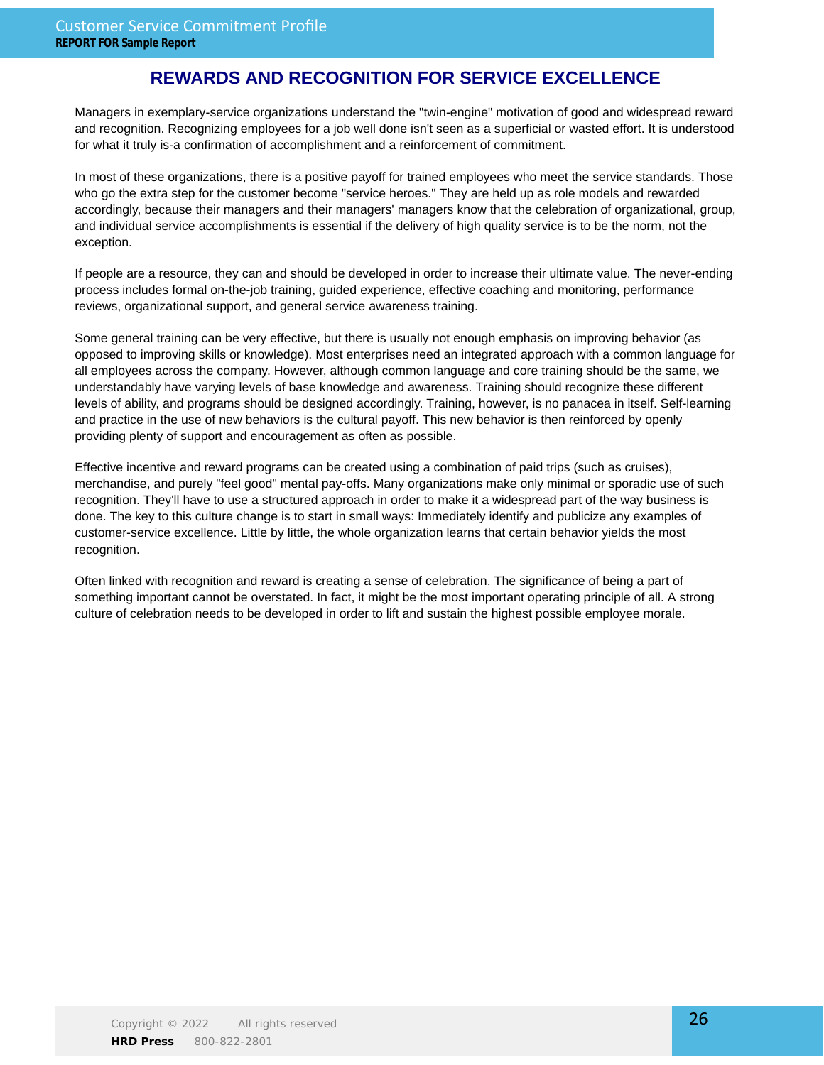# REWARDS AND RECOGNITION FOR SERVICE EXCELLENCE

Managers in exemplary-service organizations understand the "twin-engine" motivation of good and widespread reward and recognition. Recognizing employees for a job well done isn't seen as a superficial or wasted effort. It is understood for what it truly is-a confirmation of accomplishment and a reinforcement of commitment.

In most of these organizations, there is a positive payoff for trained employees who meet the service standards. Those who go the extra step for the customer become "service heroes." They are held up as role models and rewarded accordingly, because their managers and their managers' managers know that the celebration of organizational, group, and individual service accomplishments is essential if the delivery of high quality service is to be the norm, not the exception.

If people are a resource, they can and should be developed in order to increase their ultimate value. The never-ending process includes formal on-the-job training, guided experience, effective coaching and monitoring, performance reviews, organizational support, and general service awareness training.

Some general training can be very effective, but there is usually not enough emphasis on improving behavior (as opposed to improving skills or knowledge). Most enterprises need an integrated approach with a common language for all employees across the company. However, although common language and core training should be the same, we understandably have varying levels of base knowledge and awareness. Training should recognize these different levels of ability, and programs should be designed accordingly. Training, however, is no panacea in itself. Self-learning and practice in the use of new behaviors is the cultural payoff. This new behavior is then reinforced by openly providing plenty of support and encouragement as often as possible.

Effective incentive and reward programs can be created using a combination of paid trips (such as cruises), merchandise, and purely "feel good" mental pay-offs. Many organizations make only minimal or sporadic use of such recognition. They'll have to use a structured approach in order to make it a widespread part of the way business is done. The key to this culture change is to start in small ways: Immediately identify and publicize any examples of customer-service excellence. Little by little, the whole organization learns that certain behavior yields the most recognition.

Often linked with recognition and reward is creating a sense of celebration. The significance of being a part of something important cannot be overstated. In fact, it might be the most important operating principle of all. A strong culture of celebration needs to be developed in order to lift and sustain the highest possible employee morale.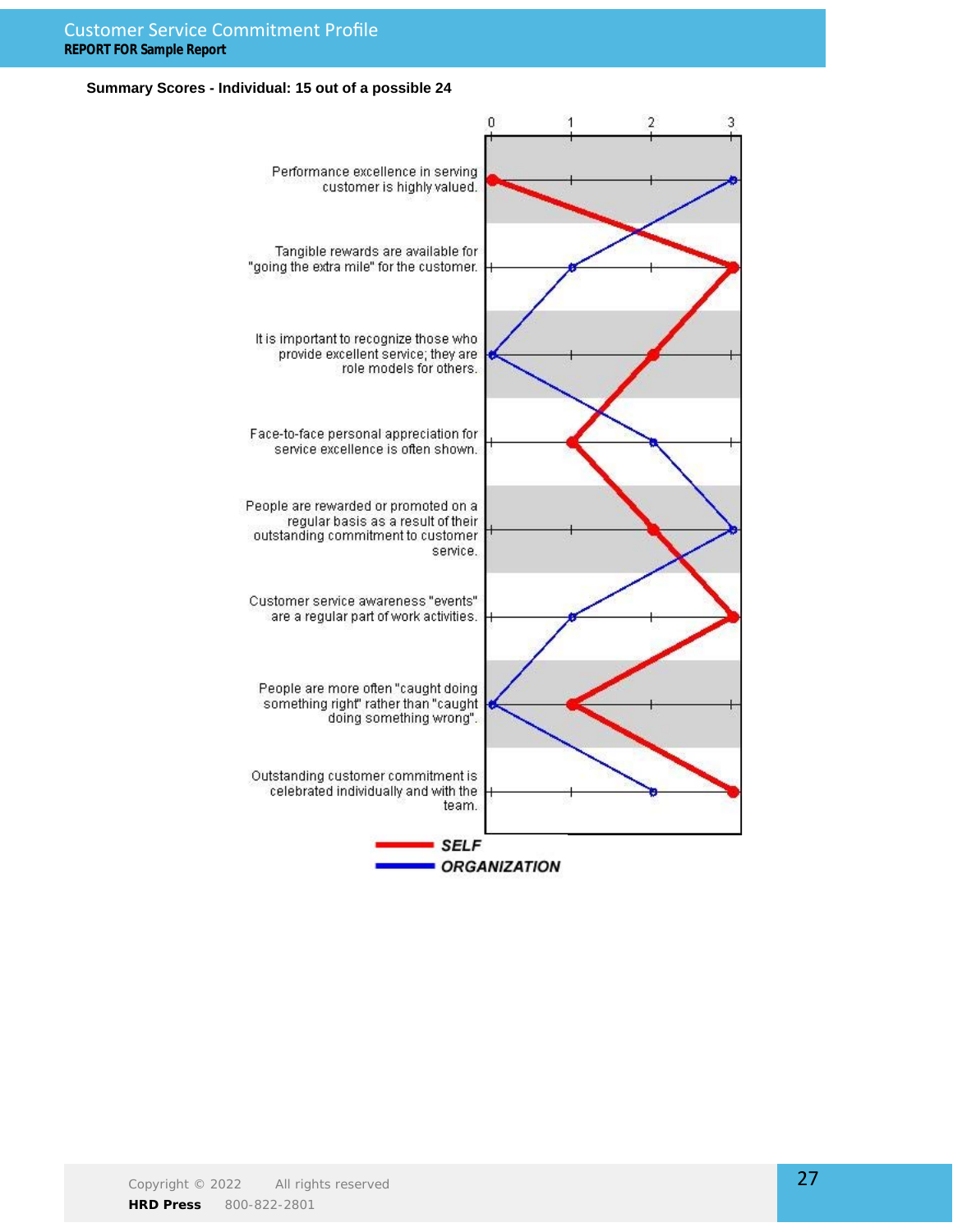**Summary Scores - Individual: 15 out of a possible 24**

| Statement | SELF | ORGANIZATION |
|---|---|---|
| Performance excellence in serving customer is highly valued. | 0 | 3 |
| Tangible rewards are available for "going the extra mile" for the customer. | 3 | 1 |
| It is important to recognize those who provide excellent service; they are role models for others. | 2 | 0 |
| Face-to-face personal appreciation for service excellence is often shown. | 1 | 2 |
| People are rewarded or promoted on a regular basis as a result of their outstanding commitment to customer service. | 2 | 3 |
| Customer service awareness "events" are a regular part of work activities. | 3 | 1 |
| People are more often "caught doing something right" rather than "caught doing something wrong". | 1 | 0 |
| Outstanding customer commitment is celebrated individually and with the team. | 3 | 2 |

Scale: 0 – 1 – 2 – 3

SELF

ORGANIZATION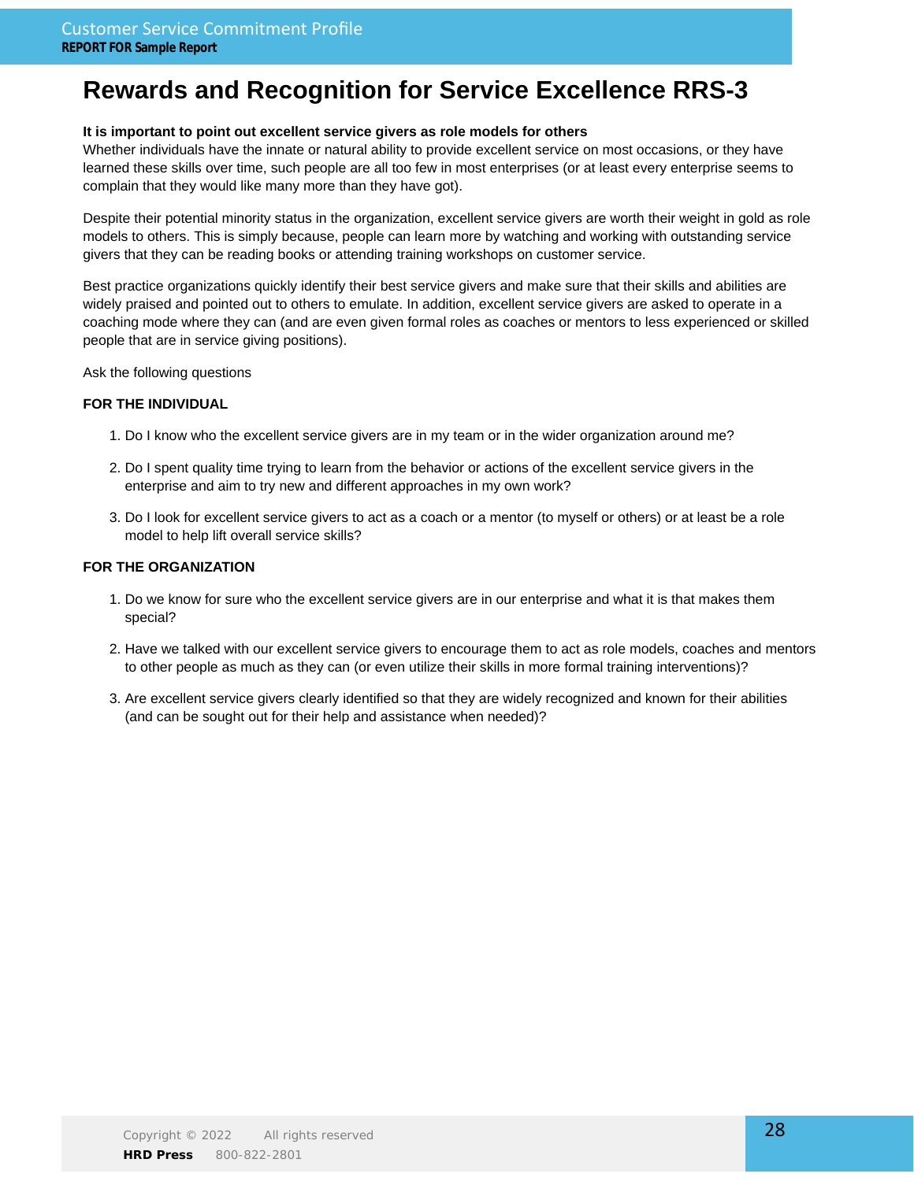# Rewards and Recognition for Service Excellence RRS-3

**It is important to point out excellent service givers as role models for others**
Whether individuals have the innate or natural ability to provide excellent service on most occasions, or they have learned these skills over time, such people are all too few in most enterprises (or at least every enterprise seems to complain that they would like many more than they have got).

Despite their potential minority status in the organization, excellent service givers are worth their weight in gold as role models to others. This is simply because, people can learn more by watching and working with outstanding service givers that they can be reading books or attending training workshops on customer service.

Best practice organizations quickly identify their best service givers and make sure that their skills and abilities are widely praised and pointed out to others to emulate. In addition, excellent service givers are asked to operate in a coaching mode where they can (and are even given formal roles as coaches or mentors to less experienced or skilled people that are in service giving positions).

Ask the following questions

**FOR THE INDIVIDUAL**

1. Do I know who the excellent service givers are in my team or in the wider organization around me?
2. Do I spent quality time trying to learn from the behavior or actions of the excellent service givers in the enterprise and aim to try new and different approaches in my own work?
3. Do I look for excellent service givers to act as a coach or a mentor (to myself or others) or at least be a role model to help lift overall service skills?

**FOR THE ORGANIZATION**

1. Do we know for sure who the excellent service givers are in our enterprise and what it is that makes them special?
2. Have we talked with our excellent service givers to encourage them to act as role models, coaches and mentors to other people as much as they can (or even utilize their skills in more formal training interventions)?
3. Are excellent service givers clearly identified so that they are widely recognized and known for their abilities (and can be sought out for their help and assistance when needed)?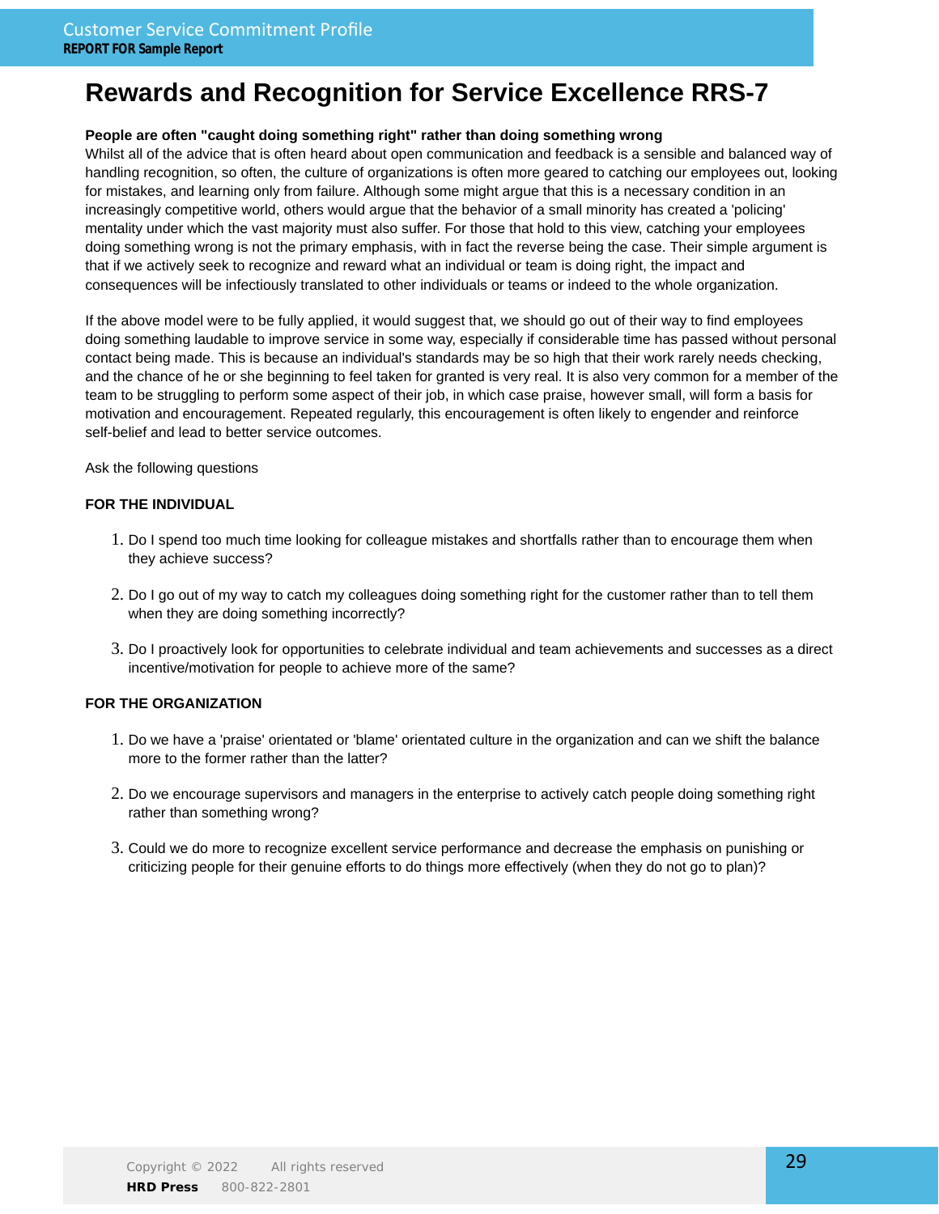# Rewards and Recognition for Service Excellence RRS-7

**People are often "caught doing something right" rather than doing something wrong**

Whilst all of the advice that is often heard about open communication and feedback is a sensible and balanced way of handling recognition, so often, the culture of organizations is often more geared to catching our employees out, looking for mistakes, and learning only from failure. Although some might argue that this is a necessary condition in an increasingly competitive world, others would argue that the behavior of a small minority has created a 'policing' mentality under which the vast majority must also suffer. For those that hold to this view, catching your employees doing something wrong is not the primary emphasis, with in fact the reverse being the case. Their simple argument is that if we actively seek to recognize and reward what an individual or team is doing right, the impact and consequences will be infectiously translated to other individuals or teams or indeed to the whole organization.

If the above model were to be fully applied, it would suggest that, we should go out of their way to find employees doing something laudable to improve service in some way, especially if considerable time has passed without personal contact being made. This is because an individual's standards may be so high that their work rarely needs checking, and the chance of he or she beginning to feel taken for granted is very real. It is also very common for a member of the team to be struggling to perform some aspect of their job, in which case praise, however small, will form a basis for motivation and encouragement. Repeated regularly, this encouragement is often likely to engender and reinforce self-belief and lead to better service outcomes.

Ask the following questions

**FOR THE INDIVIDUAL**

1. Do I spend too much time looking for colleague mistakes and shortfalls rather than to encourage them when they achieve success?

2. Do I go out of my way to catch my colleagues doing something right for the customer rather than to tell them when they are doing something incorrectly?

3. Do I proactively look for opportunities to celebrate individual and team achievements and successes as a direct incentive/motivation for people to achieve more of the same?

**FOR THE ORGANIZATION**

1. Do we have a 'praise' orientated or 'blame' orientated culture in the organization and can we shift the balance more to the former rather than the latter?

2. Do we encourage supervisors and managers in the enterprise to actively catch people doing something right rather than something wrong?

3. Could we do more to recognize excellent service performance and decrease the emphasis on punishing or criticizing people for their genuine efforts to do things more effectively (when they do not go to plan)?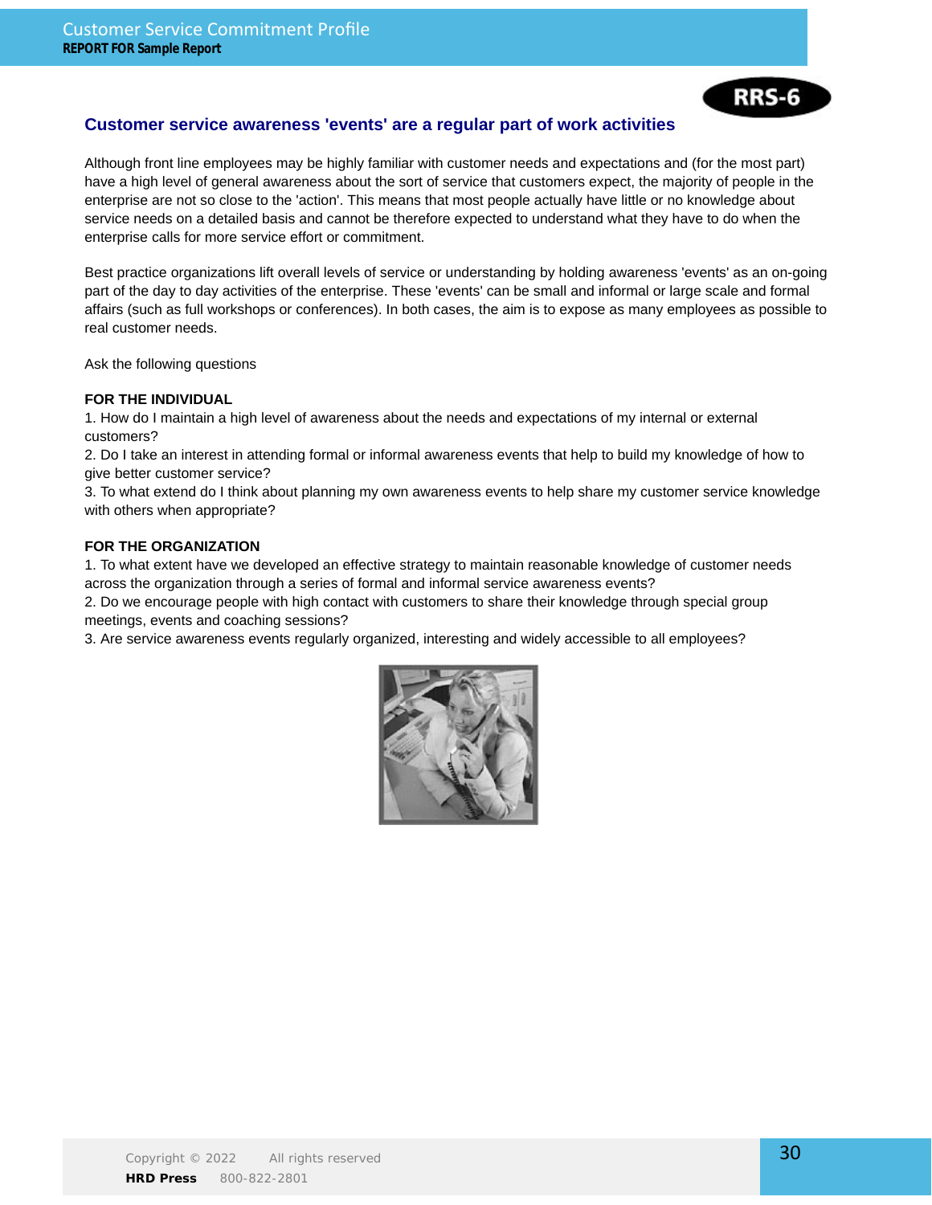RRS-6

## Customer service awareness 'events' are a regular part of work activities

Although front line employees may be highly familiar with customer needs and expectations and (for the most part) have a high level of general awareness about the sort of service that customers expect, the majority of people in the enterprise are not so close to the 'action'. This means that most people actually have little or no knowledge about service needs on a detailed basis and cannot be therefore expected to understand what they have to do when the enterprise calls for more service effort or commitment.

Best practice organizations lift overall levels of service or understanding by holding awareness 'events' as an on-going part of the day to day activities of the enterprise. These 'events' can be small and informal or large scale and formal affairs (such as full workshops or conferences). In both cases, the aim is to expose as many employees as possible to real customer needs.

Ask the following questions

**FOR THE INDIVIDUAL**

1. How do I maintain a high level of awareness about the needs and expectations of my internal or external customers?
2. Do I take an interest in attending formal or informal awareness events that help to build my knowledge of how to give better customer service?
3. To what extend do I think about planning my own awareness events to help share my customer service knowledge with others when appropriate?

**FOR THE ORGANIZATION**

1. To what extent have we developed an effective strategy to maintain reasonable knowledge of customer needs across the organization through a series of formal and informal service awareness events?
2. Do we encourage people with high contact with customers to share their knowledge through special group meetings, events and coaching sessions?
3. Are service awareness events regularly organized, interesting and widely accessible to all employees?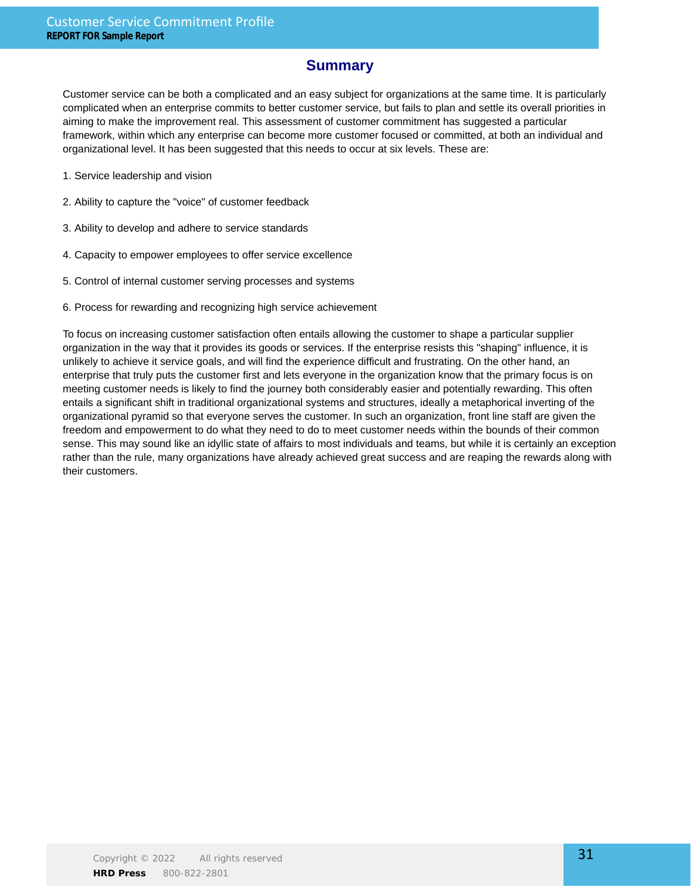## Summary

Customer service can be both a complicated and an easy subject for organizations at the same time. It is particularly complicated when an enterprise commits to better customer service, but fails to plan and settle its overall priorities in aiming to make the improvement real. This assessment of customer commitment has suggested a particular framework, within which any enterprise can become more customer focused or committed, at both an individual and organizational level. It has been suggested that this needs to occur at six levels. These are:

1. Service leadership and vision

2. Ability to capture the "voice" of customer feedback

3. Ability to develop and adhere to service standards

4. Capacity to empower employees to offer service excellence

5. Control of internal customer serving processes and systems

6. Process for rewarding and recognizing high service achievement

To focus on increasing customer satisfaction often entails allowing the customer to shape a particular supplier organization in the way that it provides its goods or services. If the enterprise resists this "shaping" influence, it is unlikely to achieve it service goals, and will find the experience difficult and frustrating. On the other hand, an enterprise that truly puts the customer first and lets everyone in the organization know that the primary focus is on meeting customer needs is likely to find the journey both considerably easier and potentially rewarding. This often entails a significant shift in traditional organizational systems and structures, ideally a metaphorical inverting of the organizational pyramid so that everyone serves the customer. In such an organization, front line staff are given the freedom and empowerment to do what they need to do to meet customer needs within the bounds of their common sense. This may sound like an idyllic state of affairs to most individuals and teams, but while it is certainly an exception rather than the rule, many organizations have already achieved great success and are reaping the rewards along with their customers.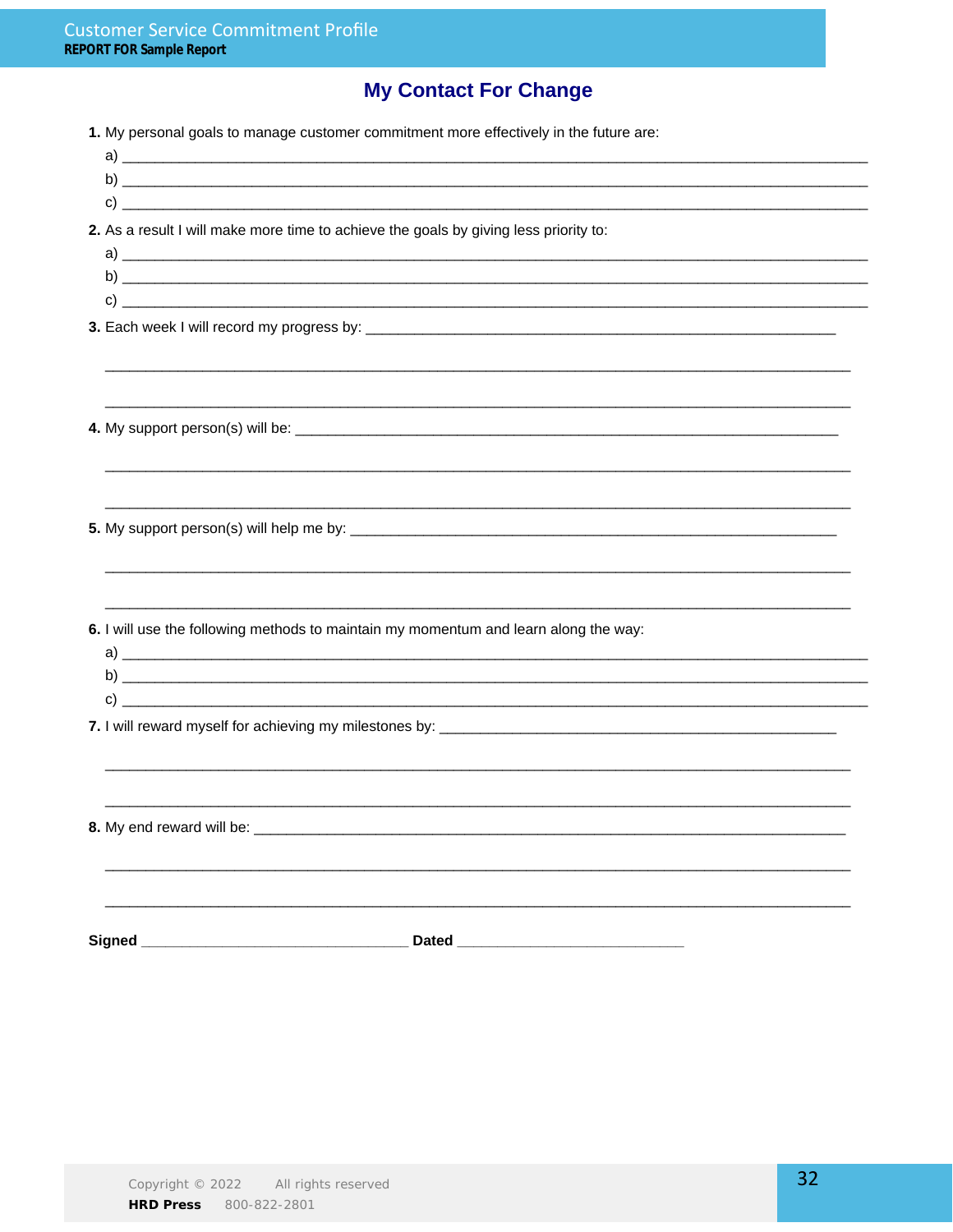## My Contact For Change

**1.** My personal goals to manage customer commitment more effectively in the future are:

a) ______________________________________________________________________________

b) ______________________________________________________________________________

c) ______________________________________________________________________________

**2.** As a result I will make more time to achieve the goals by giving less priority to:

a) ______________________________________________________________________________

b) ______________________________________________________________________________

c) ______________________________________________________________________________

**3.** Each week I will record my progress by: ___________________________________________________

______________________________________________________________________________

______________________________________________________________________________

**4.** My support person(s) will be: _________________________________________________________

______________________________________________________________________________

______________________________________________________________________________

**5.** My support person(s) will help me by: ___________________________________________________

______________________________________________________________________________

______________________________________________________________________________

**6.** I will use the following methods to maintain my momentum and learn along the way:

a) ______________________________________________________________________________

b) ______________________________________________________________________________

c) ______________________________________________________________________________

**7.** I will reward myself for achieving my milestones by: _________________________________________

______________________________________________________________________________

______________________________________________________________________________

**8.** My end reward will be: ______________________________________________________________

______________________________________________________________________________

______________________________________________________________________________

**Signed** ____________________________ **Dated** ________________________